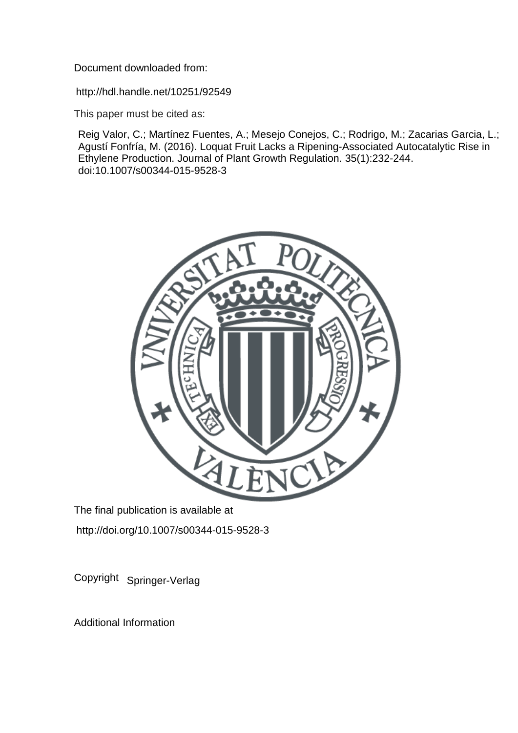Document downloaded from:

http://hdl.handle.net/10251/92549

This paper must be cited as:

Reig Valor, C.; Martínez Fuentes, A.; Mesejo Conejos, C.; Rodrigo, M.; Zacarias Garcia, L.; Agustí Fonfría, M. (2016). Loquat Fruit Lacks a Ripening-Associated Autocatalytic Rise in Ethylene Production. Journal of Plant Growth Regulation. 35(1):232-244. doi:10.1007/s00344-015-9528-3

The final publication is available at

http://doi.org/10.1007/s00344-015-9528-3

Copyright Springer-Verlag

Additional Information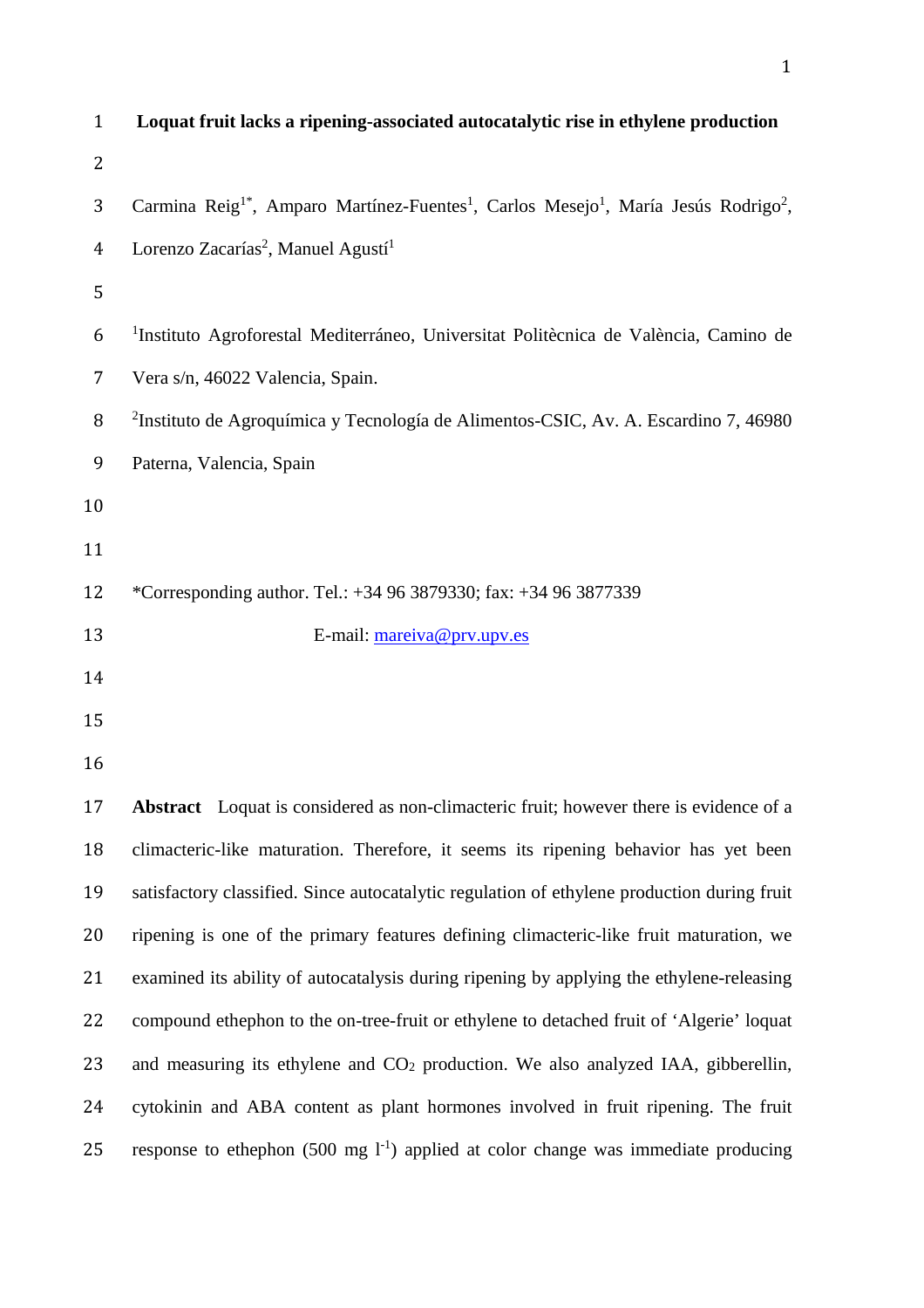# Loquat fruit lacks a ripening-associated autocatalytic rise in ethylene production

Carmina Reig[1*], Amparo Martínez-Fuentes[1], Carlos Mesejo[1], María Jesús Rodrigo[2], Lorenzo Zacarías[2], Manuel Agustí[1]

[1]Instituto Agroforestal Mediterráneo, Universitat Politècnica de València, Camino de Vera s/n, 46022 Valencia, Spain.

[2]Instituto de Agroquímica y Tecnología de Alimentos-CSIC, Av. A. Escardino 7, 46980 Paterna, Valencia, Spain

*Corresponding author. Tel.: +34 96 3879330; fax: +34 96 3877339

E-mail: mareiva@prv.upv.es

**Abstract** Loquat is considered as non-climacteric fruit; however there is evidence of a climacteric-like maturation. Therefore, it seems its ripening behavior has yet been satisfactory classified. Since autocatalytic regulation of ethylene production during fruit ripening is one of the primary features defining climacteric-like fruit maturation, we examined its ability of autocatalysis during ripening by applying the ethylene-releasing compound ethephon to the on-tree-fruit or ethylene to detached fruit of 'Algerie' loquat and measuring its ethylene and $CO_2$ production. We also analyzed IAA, gibberellin, cytokinin and ABA content as plant hormones involved in fruit ripening. The fruit response to ethephon (500 mg $l^{-1}$) applied at color change was immediate producing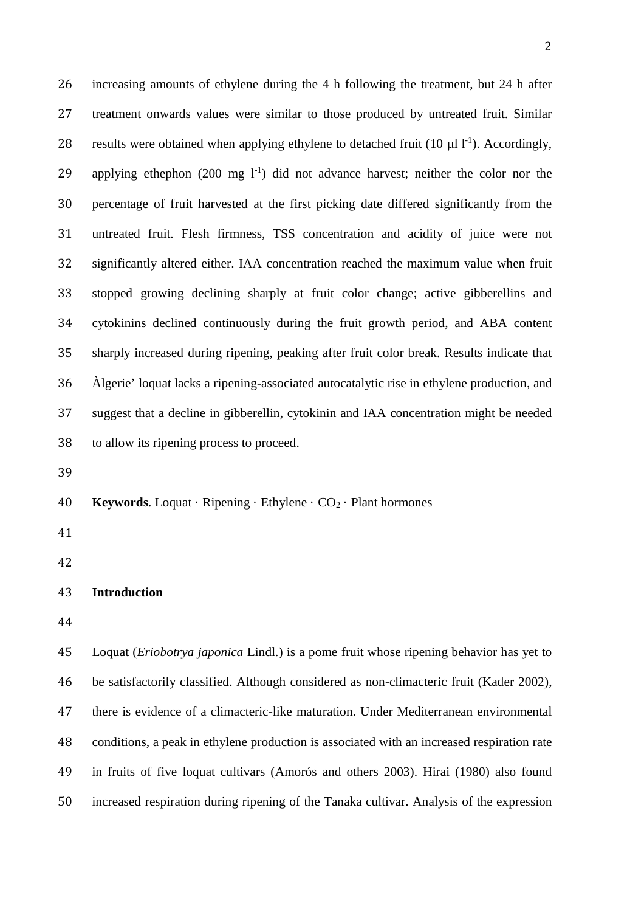increasing amounts of ethylene during the 4 h following the treatment, but 24 h after treatment onwards values were similar to those produced by untreated fruit. Similar results were obtained when applying ethylene to detached fruit (10 µl $l^{-1}$). Accordingly, applying ethephon (200 mg $l^{-1}$) did not advance harvest; neither the color nor the percentage of fruit harvested at the first picking date differed significantly from the untreated fruit. Flesh firmness, TSS concentration and acidity of juice were not significantly altered either. IAA concentration reached the maximum value when fruit stopped growing declining sharply at fruit color change; active gibberellins and cytokinins declined continuously during the fruit growth period, and ABA content sharply increased during ripening, peaking after fruit color break. Results indicate that Àlgerie' loquat lacks a ripening-associated autocatalytic rise in ethylene production, and suggest that a decline in gibberellin, cytokinin and IAA concentration might be needed to allow its ripening process to proceed.

**Keywords**. Loquat · Ripening · Ethylene · $CO_2$ · Plant hormones

## Introduction

Loquat (*Eriobotrya japonica* Lindl.) is a pome fruit whose ripening behavior has yet to be satisfactorily classified. Although considered as non-climacteric fruit (Kader 2002), there is evidence of a climacteric-like maturation. Under Mediterranean environmental conditions, a peak in ethylene production is associated with an increased respiration rate in fruits of five loquat cultivars (Amorós and others 2003). Hirai (1980) also found increased respiration during ripening of the Tanaka cultivar. Analysis of the expression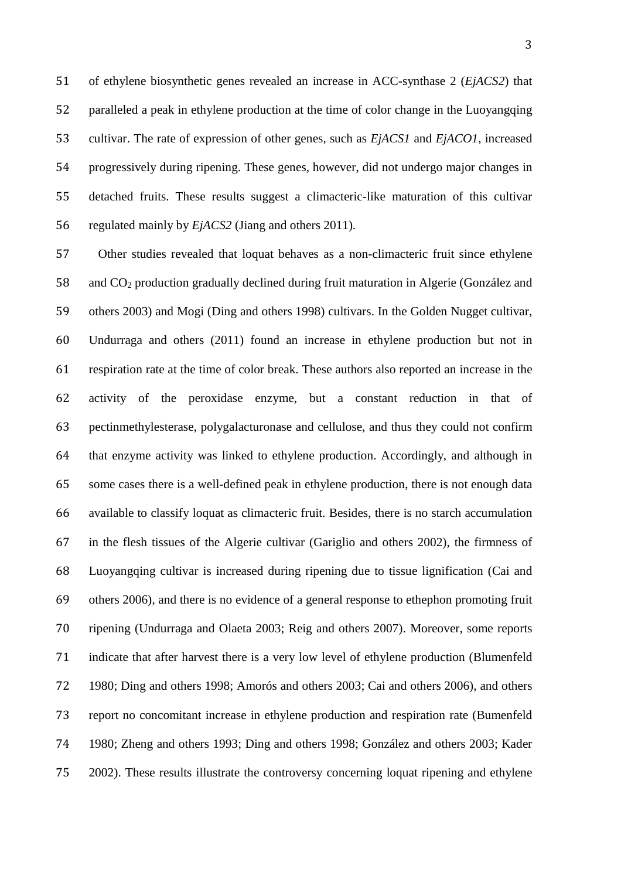of ethylene biosynthetic genes revealed an increase in ACC-synthase 2 (*EjACS2*) that paralleled a peak in ethylene production at the time of color change in the Luoyangqing cultivar. The rate of expression of other genes, such as *EjACS1* and *EjACO1*, increased progressively during ripening. These genes, however, did not undergo major changes in detached fruits. These results suggest a climacteric-like maturation of this cultivar regulated mainly by *EjACS2* (Jiang and others 2011).

Other studies revealed that loquat behaves as a non-climacteric fruit since ethylene and $CO_2$ production gradually declined during fruit maturation in Algerie (González and others 2003) and Mogi (Ding and others 1998) cultivars. In the Golden Nugget cultivar, Undurraga and others (2011) found an increase in ethylene production but not in respiration rate at the time of color break. These authors also reported an increase in the activity of the peroxidase enzyme, but a constant reduction in that of pectinmethylesterase, polygalacturonase and cellulose, and thus they could not confirm that enzyme activity was linked to ethylene production. Accordingly, and although in some cases there is a well-defined peak in ethylene production, there is not enough data available to classify loquat as climacteric fruit. Besides, there is no starch accumulation in the flesh tissues of the Algerie cultivar (Gariglio and others 2002), the firmness of Luoyangqing cultivar is increased during ripening due to tissue lignification (Cai and others 2006), and there is no evidence of a general response to ethephon promoting fruit ripening (Undurraga and Olaeta 2003; Reig and others 2007). Moreover, some reports indicate that after harvest there is a very low level of ethylene production (Blumenfeld 1980; Ding and others 1998; Amorós and others 2003; Cai and others 2006), and others report no concomitant increase in ethylene production and respiration rate (Bumenfeld 1980; Zheng and others 1993; Ding and others 1998; González and others 2003; Kader 2002). These results illustrate the controversy concerning loquat ripening and ethylene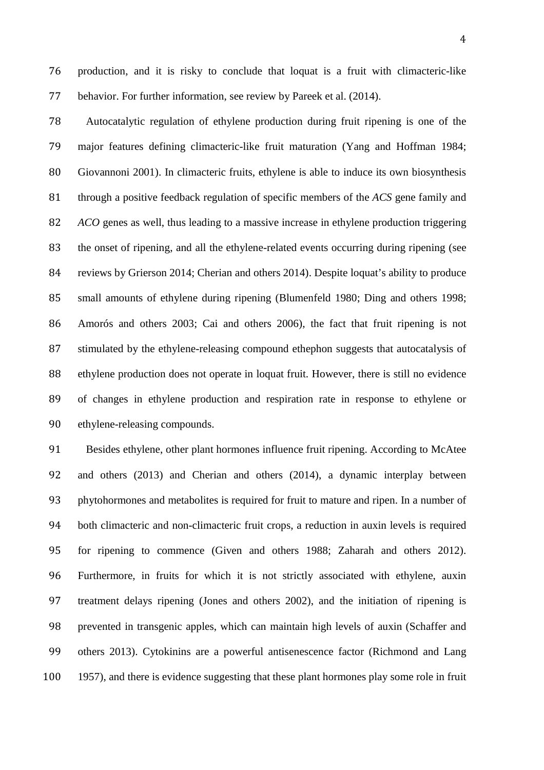production, and it is risky to conclude that loquat is a fruit with climacteric-like behavior. For further information, see review by Pareek et al. (2014).

Autocatalytic regulation of ethylene production during fruit ripening is one of the major features defining climacteric-like fruit maturation (Yang and Hoffman 1984; Giovannoni 2001). In climacteric fruits, ethylene is able to induce its own biosynthesis through a positive feedback regulation of specific members of the *ACS* gene family and *ACO* genes as well, thus leading to a massive increase in ethylene production triggering the onset of ripening, and all the ethylene-related events occurring during ripening (see reviews by Grierson 2014; Cherian and others 2014). Despite loquat's ability to produce small amounts of ethylene during ripening (Blumenfeld 1980; Ding and others 1998; Amorós and others 2003; Cai and others 2006), the fact that fruit ripening is not stimulated by the ethylene-releasing compound ethephon suggests that autocatalysis of ethylene production does not operate in loquat fruit. However, there is still no evidence of changes in ethylene production and respiration rate in response to ethylene or ethylene-releasing compounds.

Besides ethylene, other plant hormones influence fruit ripening. According to McAtee and others (2013) and Cherian and others (2014), a dynamic interplay between phytohormones and metabolites is required for fruit to mature and ripen. In a number of both climacteric and non-climacteric fruit crops, a reduction in auxin levels is required for ripening to commence (Given and others 1988; Zaharah and others 2012). Furthermore, in fruits for which it is not strictly associated with ethylene, auxin treatment delays ripening (Jones and others 2002), and the initiation of ripening is prevented in transgenic apples, which can maintain high levels of auxin (Schaffer and others 2013). Cytokinins are a powerful antisenescence factor (Richmond and Lang 1957), and there is evidence suggesting that these plant hormones play some role in fruit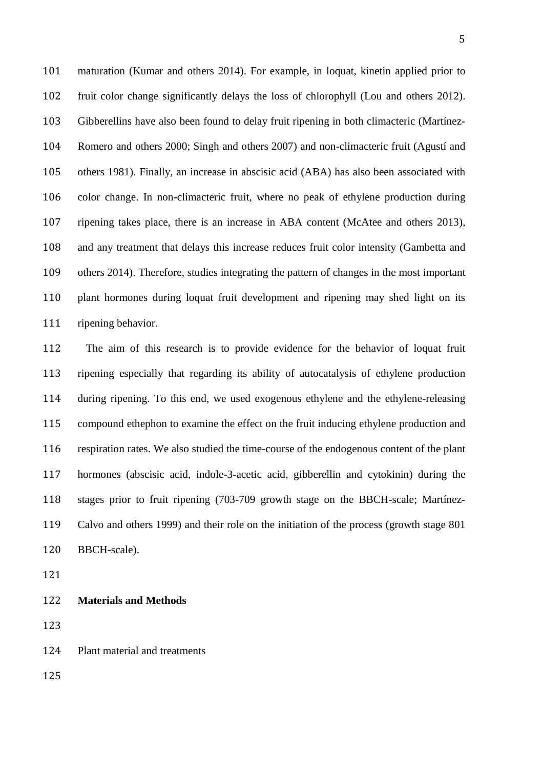maturation (Kumar and others 2014). For example, in loquat, kinetin applied prior to fruit color change significantly delays the loss of chlorophyll (Lou and others 2012). Gibberellins have also been found to delay fruit ripening in both climacteric (Martínez-Romero and others 2000; Singh and others 2007) and non-climacteric fruit (Agustí and others 1981). Finally, an increase in abscisic acid (ABA) has also been associated with color change. In non-climacteric fruit, where no peak of ethylene production during ripening takes place, there is an increase in ABA content (McAtee and others 2013), and any treatment that delays this increase reduces fruit color intensity (Gambetta and others 2014). Therefore, studies integrating the pattern of changes in the most important plant hormones during loquat fruit development and ripening may shed light on its ripening behavior.

The aim of this research is to provide evidence for the behavior of loquat fruit ripening especially that regarding its ability of autocatalysis of ethylene production during ripening. To this end, we used exogenous ethylene and the ethylene-releasing compound ethephon to examine the effect on the fruit inducing ethylene production and respiration rates. We also studied the time-course of the endogenous content of the plant hormones (abscisic acid, indole-3-acetic acid, gibberellin and cytokinin) during the stages prior to fruit ripening (703-709 growth stage on the BBCH-scale; Martínez-Calvo and others 1999) and their role on the initiation of the process (growth stage 801 BBCH-scale).

## Materials and Methods

### Plant material and treatments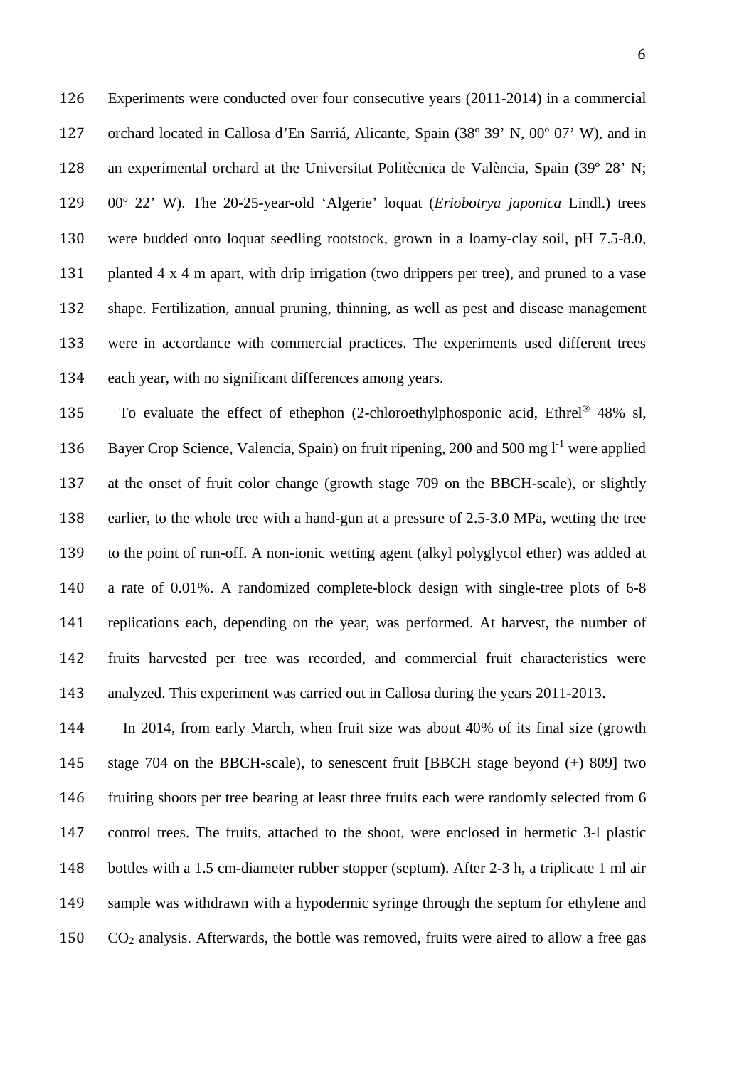Experiments were conducted over four consecutive years (2011-2014) in a commercial orchard located in Callosa d'En Sarriá, Alicante, Spain (38º 39' N, 00º 07' W), and in an experimental orchard at the Universitat Politècnica de València, Spain (39º 28' N; 00º 22' W). The 20-25-year-old 'Algerie' loquat (*Eriobotrya japonica* Lindl.) trees were budded onto loquat seedling rootstock, grown in a loamy-clay soil, pH 7.5-8.0, planted 4 x 4 m apart, with drip irrigation (two drippers per tree), and pruned to a vase shape. Fertilization, annual pruning, thinning, as well as pest and disease management were in accordance with commercial practices. The experiments used different trees each year, with no significant differences among years.

To evaluate the effect of ethephon (2-chloroethylphosponic acid, Ethrel® 48% sl, Bayer Crop Science, Valencia, Spain) on fruit ripening, 200 and 500 mg $l^{-1}$ were applied at the onset of fruit color change (growth stage 709 on the BBCH-scale), or slightly earlier, to the whole tree with a hand-gun at a pressure of 2.5-3.0 MPa, wetting the tree to the point of run-off. A non-ionic wetting agent (alkyl polyglycol ether) was added at a rate of 0.01%. A randomized complete-block design with single-tree plots of 6-8 replications each, depending on the year, was performed. At harvest, the number of fruits harvested per tree was recorded, and commercial fruit characteristics were analyzed. This experiment was carried out in Callosa during the years 2011-2013.

In 2014, from early March, when fruit size was about 40% of its final size (growth stage 704 on the BBCH-scale), to senescent fruit [BBCH stage beyond (+) 809] two fruiting shoots per tree bearing at least three fruits each were randomly selected from 6 control trees. The fruits, attached to the shoot, were enclosed in hermetic 3-l plastic bottles with a 1.5 cm-diameter rubber stopper (septum). After 2-3 h, a triplicate 1 ml air sample was withdrawn with a hypodermic syringe through the septum for ethylene and $CO_2$ analysis. Afterwards, the bottle was removed, fruits were aired to allow a free gas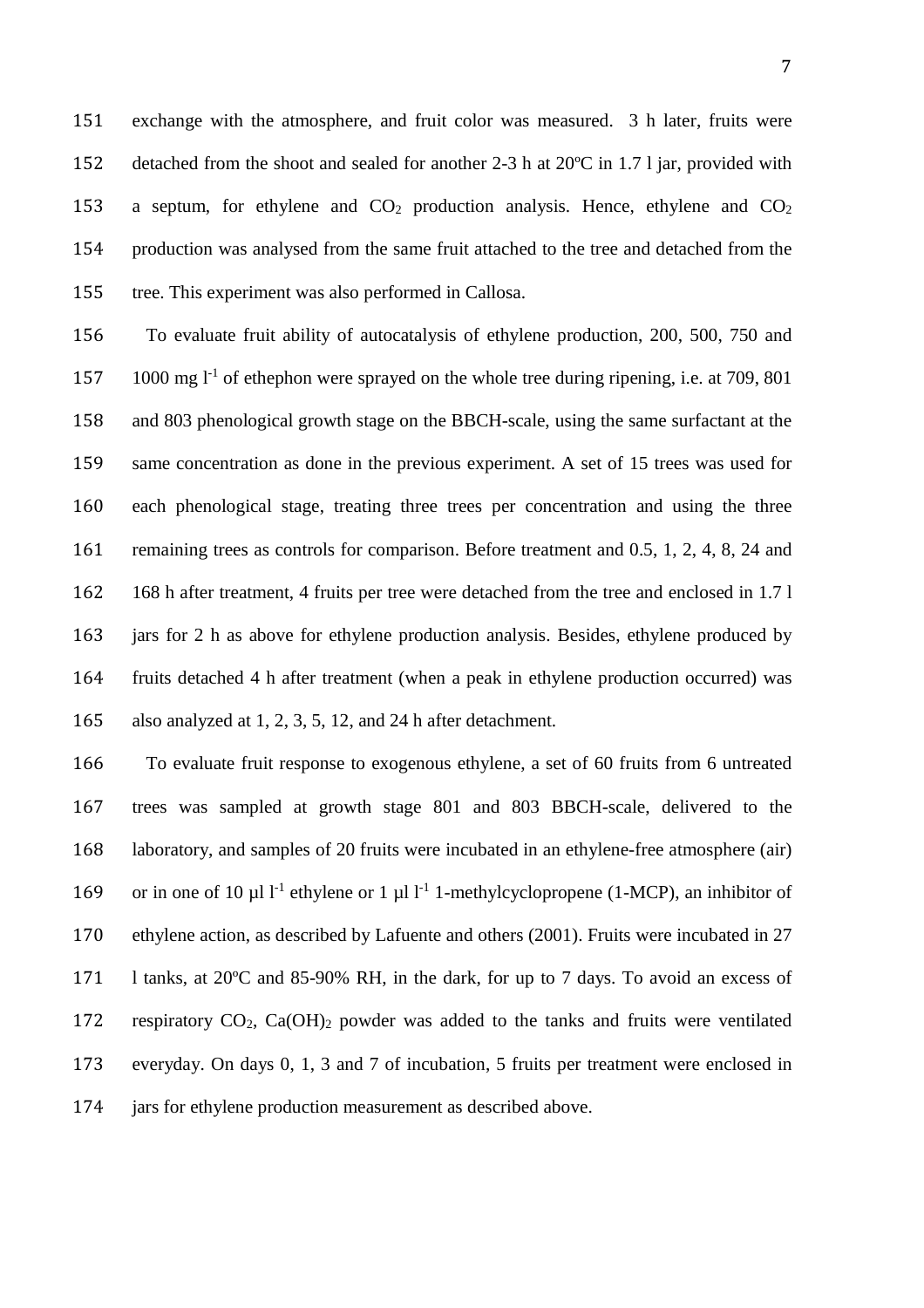exchange with the atmosphere, and fruit color was measured. 3 h later, fruits were detached from the shoot and sealed for another 2-3 h at 20ºC in 1.7 l jar, provided with a septum, for ethylene and $CO_2$ production analysis. Hence, ethylene and $CO_2$ production was analysed from the same fruit attached to the tree and detached from the tree. This experiment was also performed in Callosa.

To evaluate fruit ability of autocatalysis of ethylene production, 200, 500, 750 and 1000 mg $l^{-1}$ of ethephon were sprayed on the whole tree during ripening, i.e. at 709, 801 and 803 phenological growth stage on the BBCH-scale, using the same surfactant at the same concentration as done in the previous experiment. A set of 15 trees was used for each phenological stage, treating three trees per concentration and using the three remaining trees as controls for comparison. Before treatment and 0.5, 1, 2, 4, 8, 24 and 168 h after treatment, 4 fruits per tree were detached from the tree and enclosed in 1.7 l jars for 2 h as above for ethylene production analysis. Besides, ethylene produced by fruits detached 4 h after treatment (when a peak in ethylene production occurred) was also analyzed at 1, 2, 3, 5, 12, and 24 h after detachment.

To evaluate fruit response to exogenous ethylene, a set of 60 fruits from 6 untreated trees was sampled at growth stage 801 and 803 BBCH-scale, delivered to the laboratory, and samples of 20 fruits were incubated in an ethylene-free atmosphere (air) or in one of 10 µl $l^{-1}$ ethylene or 1 µl $l^{-1}$ 1-methylcyclopropene (1-MCP), an inhibitor of ethylene action, as described by Lafuente and others (2001). Fruits were incubated in 27 l tanks, at 20ºC and 85-90% RH, in the dark, for up to 7 days. To avoid an excess of respiratory $CO_2$, $Ca(OH)_2$ powder was added to the tanks and fruits were ventilated everyday. On days 0, 1, 3 and 7 of incubation, 5 fruits per treatment were enclosed in jars for ethylene production measurement as described above.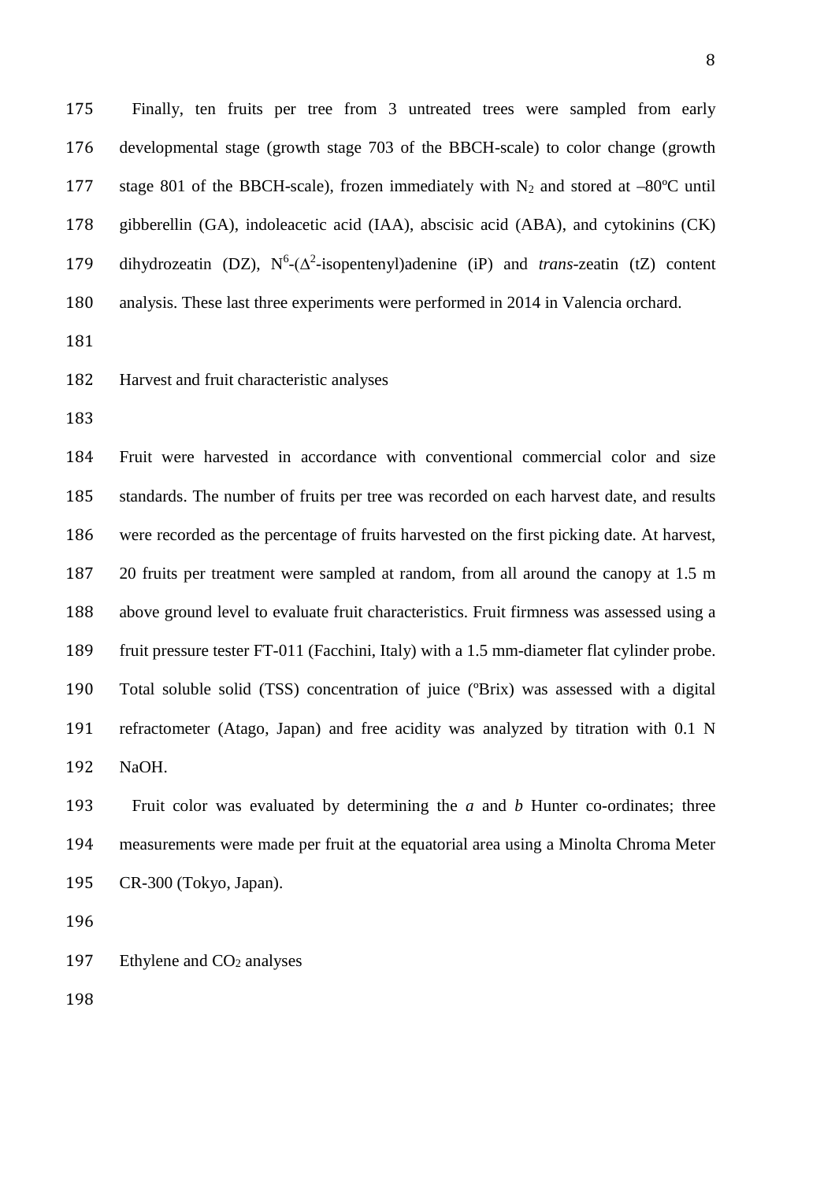Finally, ten fruits per tree from 3 untreated trees were sampled from early developmental stage (growth stage 703 of the BBCH-scale) to color change (growth stage 801 of the BBCH-scale), frozen immediately with $N_2$ and stored at –80ºC until gibberellin (GA), indoleacetic acid (IAA), abscisic acid (ABA), and cytokinins (CK) dihydrozeatin (DZ), $N^6$-($\Delta^2$-isopentenyl)adenine (iP) and *trans*-zeatin (tZ) content analysis. These last three experiments were performed in 2014 in Valencia orchard.

## Harvest and fruit characteristic analyses

Fruit were harvested in accordance with conventional commercial color and size standards. The number of fruits per tree was recorded on each harvest date, and results were recorded as the percentage of fruits harvested on the first picking date. At harvest, 20 fruits per treatment were sampled at random, from all around the canopy at 1.5 m above ground level to evaluate fruit characteristics. Fruit firmness was assessed using a fruit pressure tester FT-011 (Facchini, Italy) with a 1.5 mm-diameter flat cylinder probe. Total soluble solid (TSS) concentration of juice (ºBrix) was assessed with a digital refractometer (Atago, Japan) and free acidity was analyzed by titration with 0.1 N NaOH.

Fruit color was evaluated by determining the *a* and *b* Hunter co-ordinates; three measurements were made per fruit at the equatorial area using a Minolta Chroma Meter CR-300 (Tokyo, Japan).

## Ethylene and $CO_2$ analyses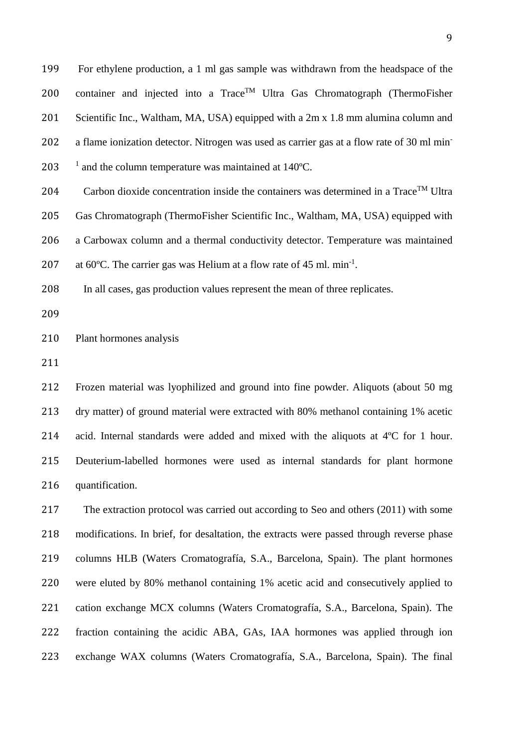For ethylene production, a 1 ml gas sample was withdrawn from the headspace of the container and injected into a Trace$^{TM}$ Ultra Gas Chromatograph (ThermoFisher Scientific Inc., Waltham, MA, USA) equipped with a 2m x 1.8 mm alumina column and a flame ionization detector. Nitrogen was used as carrier gas at a flow rate of 30 ml min$^{-1}$ and the column temperature was maintained at 140ºC.

Carbon dioxide concentration inside the containers was determined in a Trace$^{TM}$ Ultra Gas Chromatograph (ThermoFisher Scientific Inc., Waltham, MA, USA) equipped with a Carbowax column and a thermal conductivity detector. Temperature was maintained at 60ºC. The carrier gas was Helium at a flow rate of 45 ml. min$^{-1}$.

In all cases, gas production values represent the mean of three replicates.

## Plant hormones analysis

Frozen material was lyophilized and ground into fine powder. Aliquots (about 50 mg dry matter) of ground material were extracted with 80% methanol containing 1% acetic acid. Internal standards were added and mixed with the aliquots at 4ºC for 1 hour. Deuterium-labelled hormones were used as internal standards for plant hormone quantification.

The extraction protocol was carried out according to Seo and others (2011) with some modifications. In brief, for desaltation, the extracts were passed through reverse phase columns HLB (Waters Cromatografía, S.A., Barcelona, Spain). The plant hormones were eluted by 80% methanol containing 1% acetic acid and consecutively applied to cation exchange MCX columns (Waters Cromatografía, S.A., Barcelona, Spain). The fraction containing the acidic ABA, GAs, IAA hormones was applied through ion exchange WAX columns (Waters Cromatografía, S.A., Barcelona, Spain). The final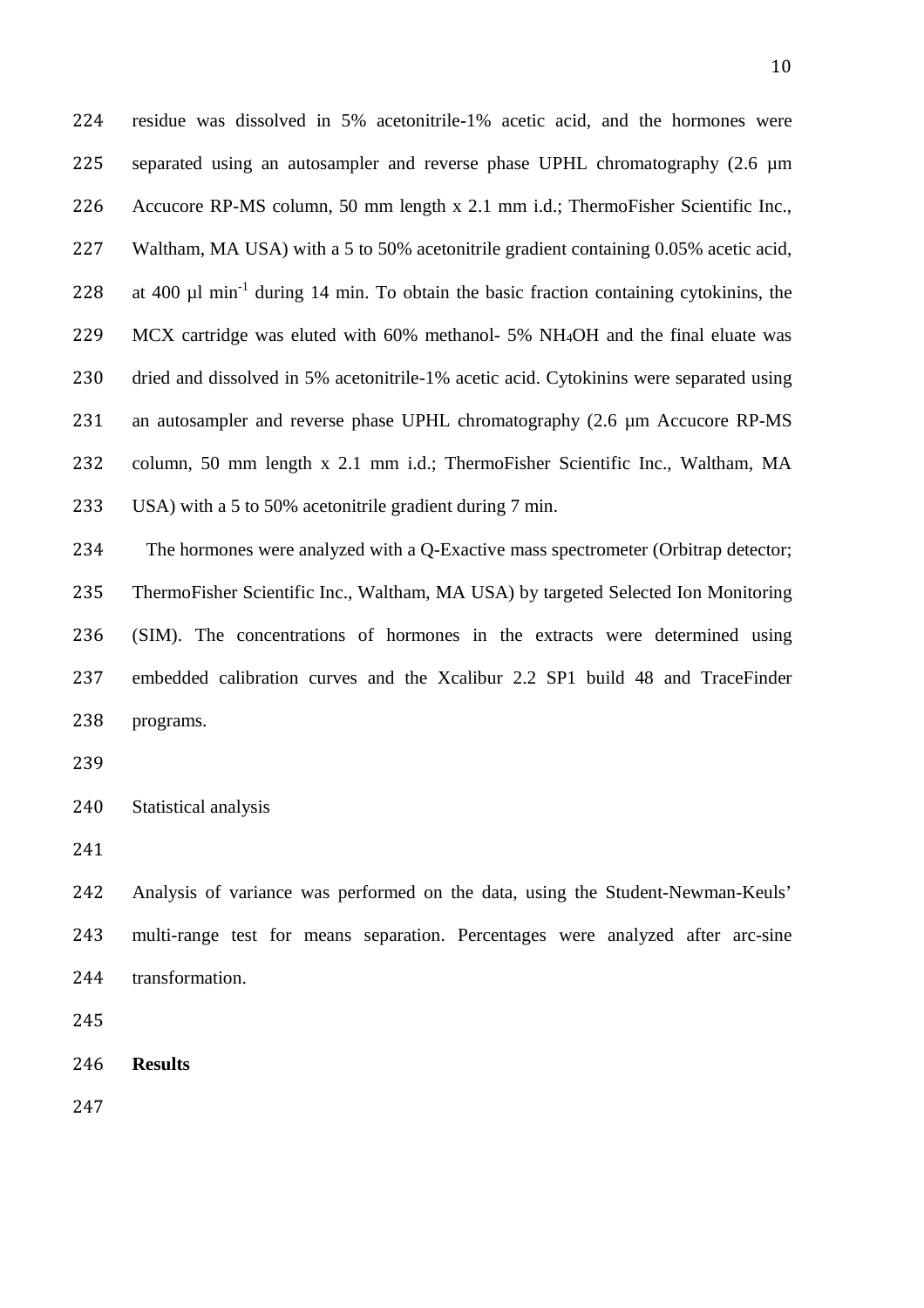residue was dissolved in 5% acetonitrile-1% acetic acid, and the hormones were separated using an autosampler and reverse phase UPHL chromatography (2.6 µm Accucore RP-MS column, 50 mm length x 2.1 mm i.d.; ThermoFisher Scientific Inc., Waltham, MA USA) with a 5 to 50% acetonitrile gradient containing 0.05% acetic acid, at 400 µl $min^{-1}$ during 14 min. To obtain the basic fraction containing cytokinins, the MCX cartridge was eluted with 60% methanol- 5% $NH_4OH$ and the final eluate was dried and dissolved in 5% acetonitrile-1% acetic acid. Cytokinins were separated using an autosampler and reverse phase UPHL chromatography (2.6 µm Accucore RP-MS column, 50 mm length x 2.1 mm i.d.; ThermoFisher Scientific Inc., Waltham, MA USA) with a 5 to 50% acetonitrile gradient during 7 min.

The hormones were analyzed with a Q-Exactive mass spectrometer (Orbitrap detector; ThermoFisher Scientific Inc., Waltham, MA USA) by targeted Selected Ion Monitoring (SIM). The concentrations of hormones in the extracts were determined using embedded calibration curves and the Xcalibur 2.2 SP1 build 48 and TraceFinder programs.

### Statistical analysis

Analysis of variance was performed on the data, using the Student-Newman-Keuls' multi-range test for means separation. Percentages were analyzed after arc-sine transformation.

## Results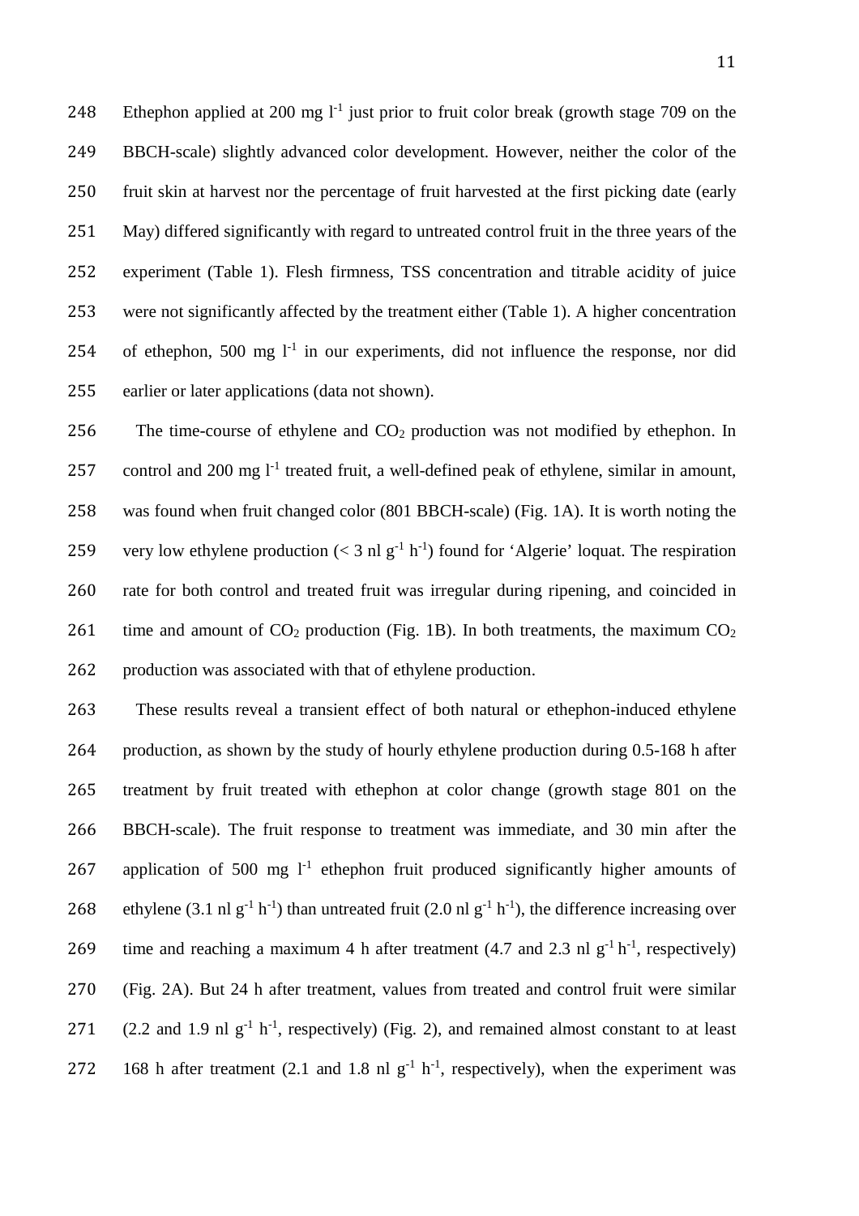Ethephon applied at 200 mg $l^{-1}$ just prior to fruit color break (growth stage 709 on the BBCH-scale) slightly advanced color development. However, neither the color of the fruit skin at harvest nor the percentage of fruit harvested at the first picking date (early May) differed significantly with regard to untreated control fruit in the three years of the experiment (Table 1). Flesh firmness, TSS concentration and titrable acidity of juice were not significantly affected by the treatment either (Table 1). A higher concentration of ethephon, 500 mg $l^{-1}$ in our experiments, did not influence the response, nor did earlier or later applications (data not shown).

The time-course of ethylene and $CO_2$ production was not modified by ethephon. In control and 200 mg $l^{-1}$ treated fruit, a well-defined peak of ethylene, similar in amount, was found when fruit changed color (801 BBCH-scale) (Fig. 1A). It is worth noting the very low ethylene production (< 3 nl $g^{-1}$ $h^{-1}$) found for 'Algerie' loquat. The respiration rate for both control and treated fruit was irregular during ripening, and coincided in time and amount of $CO_2$ production (Fig. 1B). In both treatments, the maximum $CO_2$ production was associated with that of ethylene production.

These results reveal a transient effect of both natural or ethephon-induced ethylene production, as shown by the study of hourly ethylene production during 0.5-168 h after treatment by fruit treated with ethephon at color change (growth stage 801 on the BBCH-scale). The fruit response to treatment was immediate, and 30 min after the application of 500 mg $l^{-1}$ ethephon fruit produced significantly higher amounts of ethylene (3.1 nl $g^{-1}$ $h^{-1}$) than untreated fruit (2.0 nl $g^{-1}$ $h^{-1}$), the difference increasing over time and reaching a maximum 4 h after treatment (4.7 and 2.3 nl $g^{-1}$ $h^{-1}$, respectively) (Fig. 2A). But 24 h after treatment, values from treated and control fruit were similar (2.2 and 1.9 nl $g^{-1}$ $h^{-1}$, respectively) (Fig. 2), and remained almost constant to at least 168 h after treatment (2.1 and 1.8 nl $g^{-1}$ $h^{-1}$, respectively), when the experiment was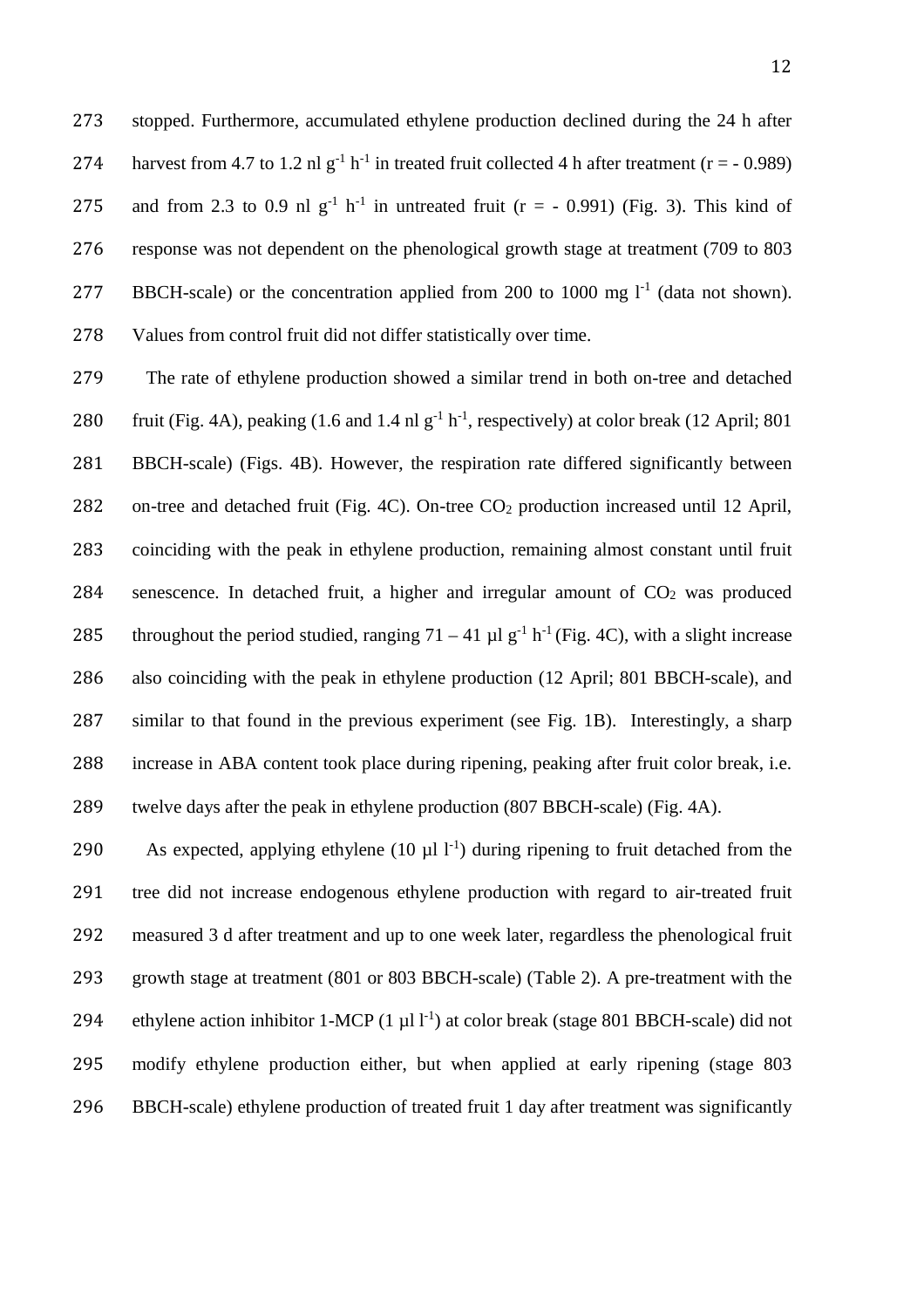stopped. Furthermore, accumulated ethylene production declined during the 24 h after harvest from 4.7 to 1.2 nl $g^{-1}$ $h^{-1}$ in treated fruit collected 4 h after treatment ($r = -0.989$) and from 2.3 to 0.9 nl $g^{-1}$ $h^{-1}$ in untreated fruit ($r = -0.991$) (Fig. 3). This kind of response was not dependent on the phenological growth stage at treatment (709 to 803 BBCH-scale) or the concentration applied from 200 to 1000 mg $l^{-1}$ (data not shown). Values from control fruit did not differ statistically over time.

The rate of ethylene production showed a similar trend in both on-tree and detached fruit (Fig. 4A), peaking (1.6 and 1.4 nl $g^{-1}$ $h^{-1}$, respectively) at color break (12 April; 801 BBCH-scale) (Figs. 4B). However, the respiration rate differed significantly between on-tree and detached fruit (Fig. 4C). On-tree $CO_2$ production increased until 12 April, coinciding with the peak in ethylene production, remaining almost constant until fruit senescence. In detached fruit, a higher and irregular amount of $CO_2$ was produced throughout the period studied, ranging 71 – 41 µl $g^{-1}$ $h^{-1}$ (Fig. 4C), with a slight increase also coinciding with the peak in ethylene production (12 April; 801 BBCH-scale), and similar to that found in the previous experiment (see Fig. 1B). Interestingly, a sharp increase in ABA content took place during ripening, peaking after fruit color break, i.e. twelve days after the peak in ethylene production (807 BBCH-scale) (Fig. 4A).

As expected, applying ethylene (10 µl $l^{-1}$) during ripening to fruit detached from the tree did not increase endogenous ethylene production with regard to air-treated fruit measured 3 d after treatment and up to one week later, regardless the phenological fruit growth stage at treatment (801 or 803 BBCH-scale) (Table 2). A pre-treatment with the ethylene action inhibitor 1-MCP (1 µl $l^{-1}$) at color break (stage 801 BBCH-scale) did not modify ethylene production either, but when applied at early ripening (stage 803 BBCH-scale) ethylene production of treated fruit 1 day after treatment was significantly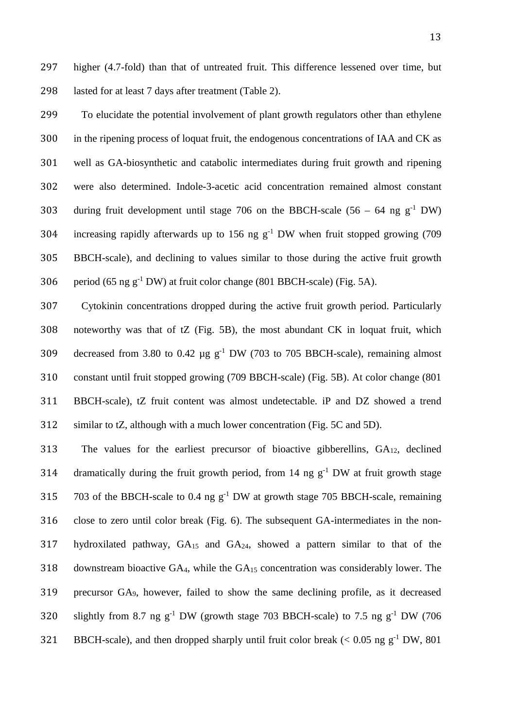higher (4.7-fold) than that of untreated fruit. This difference lessened over time, but lasted for at least 7 days after treatment (Table 2).

To elucidate the potential involvement of plant growth regulators other than ethylene in the ripening process of loquat fruit, the endogenous concentrations of IAA and CK as well as GA-biosynthetic and catabolic intermediates during fruit growth and ripening were also determined. Indole-3-acetic acid concentration remained almost constant during fruit development until stage 706 on the BBCH-scale (56 – 64 ng $g^{-1}$ DW) increasing rapidly afterwards up to 156 ng $g^{-1}$ DW when fruit stopped growing (709 BBCH-scale), and declining to values similar to those during the active fruit growth period (65 ng $g^{-1}$ DW) at fruit color change (801 BBCH-scale) (Fig. 5A).

Cytokinin concentrations dropped during the active fruit growth period. Particularly noteworthy was that of tZ (Fig. 5B), the most abundant CK in loquat fruit, which decreased from 3.80 to 0.42 µg $g^{-1}$ DW (703 to 705 BBCH-scale), remaining almost constant until fruit stopped growing (709 BBCH-scale) (Fig. 5B). At color change (801 BBCH-scale), tZ fruit content was almost undetectable. iP and DZ showed a trend similar to tZ, although with a much lower concentration (Fig. 5C and 5D).

The values for the earliest precursor of bioactive gibberellins, $GA_{12}$, declined dramatically during the fruit growth period, from 14 ng $g^{-1}$ DW at fruit growth stage 703 of the BBCH-scale to 0.4 ng $g^{-1}$ DW at growth stage 705 BBCH-scale, remaining close to zero until color break (Fig. 6). The subsequent GA-intermediates in the non-hydroxilated pathway, $GA_{15}$ and $GA_{24}$, showed a pattern similar to that of the downstream bioactive $GA_4$, while the $GA_{15}$ concentration was considerably lower. The precursor $GA_9$, however, failed to show the same declining profile, as it decreased slightly from 8.7 ng $g^{-1}$ DW (growth stage 703 BBCH-scale) to 7.5 ng $g^{-1}$ DW (706 BBCH-scale), and then dropped sharply until fruit color break (< 0.05 ng $g^{-1}$ DW, 801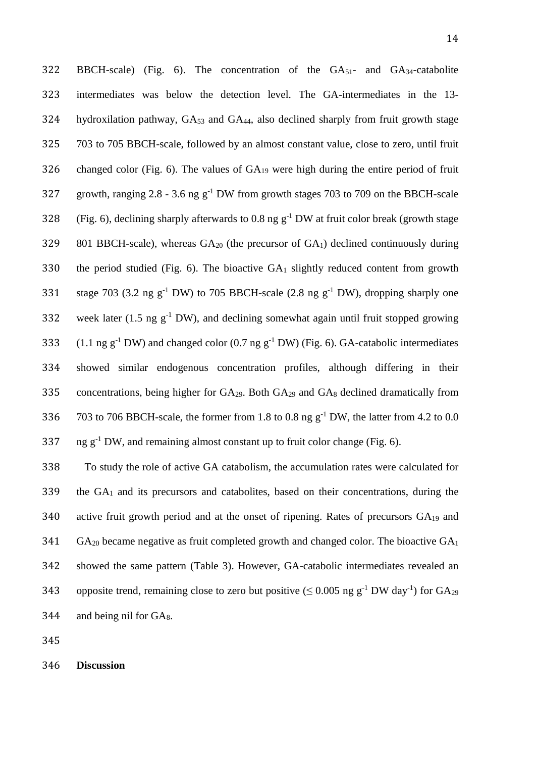BBCH-scale) (Fig. 6). The concentration of the $GA_{51}$- and $GA_{34}$-catabolite intermediates was below the detection level. The GA-intermediates in the 13-hydroxilation pathway, $GA_{53}$ and $GA_{44}$, also declined sharply from fruit growth stage 703 to 705 BBCH-scale, followed by an almost constant value, close to zero, until fruit changed color (Fig. 6). The values of $GA_{19}$ were high during the entire period of fruit growth, ranging 2.8 - 3.6 ng $g^{-1}$ DW from growth stages 703 to 709 on the BBCH-scale (Fig. 6), declining sharply afterwards to 0.8 ng $g^{-1}$ DW at fruit color break (growth stage 801 BBCH-scale), whereas $GA_{20}$ (the precursor of $GA_1$) declined continuously during the period studied (Fig. 6). The bioactive $GA_1$ slightly reduced content from growth stage 703 (3.2 ng $g^{-1}$ DW) to 705 BBCH-scale (2.8 ng $g^{-1}$ DW), dropping sharply one week later (1.5 ng $g^{-1}$ DW), and declining somewhat again until fruit stopped growing (1.1 ng $g^{-1}$ DW) and changed color (0.7 ng $g^{-1}$ DW) (Fig. 6). GA-catabolic intermediates showed similar endogenous concentration profiles, although differing in their concentrations, being higher for $GA_{29}$. Both $GA_{29}$ and $GA_8$ declined dramatically from 703 to 706 BBCH-scale, the former from 1.8 to 0.8 ng $g^{-1}$ DW, the latter from 4.2 to 0.0 ng $g^{-1}$ DW, and remaining almost constant up to fruit color change (Fig. 6).

To study the role of active GA catabolism, the accumulation rates were calculated for the $GA_1$ and its precursors and catabolites, based on their concentrations, during the active fruit growth period and at the onset of ripening. Rates of precursors $GA_{19}$ and $GA_{20}$ became negative as fruit completed growth and changed color. The bioactive $GA_1$ showed the same pattern (Table 3). However, GA-catabolic intermediates revealed an opposite trend, remaining close to zero but positive ($\leq 0.005$ ng $g^{-1}$ DW $day^{-1}$) for $GA_{29}$ and being nil for $GA_8$.

## Discussion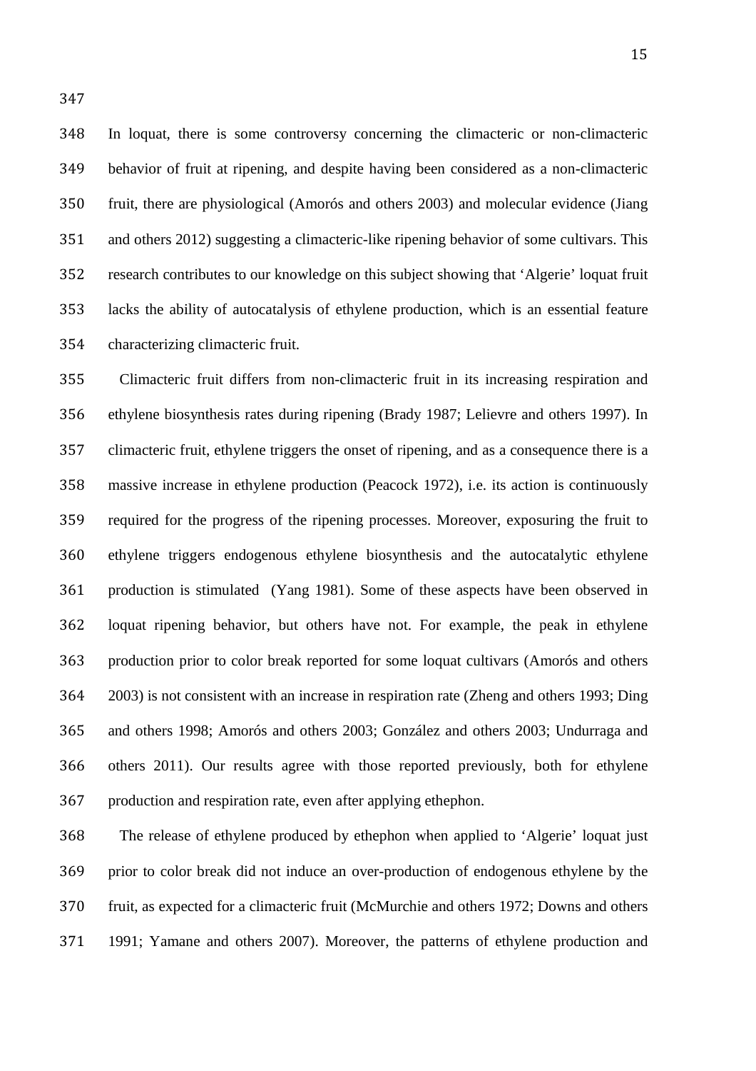In loquat, there is some controversy concerning the climacteric or non-climacteric behavior of fruit at ripening, and despite having been considered as a non-climacteric fruit, there are physiological (Amorós and others 2003) and molecular evidence (Jiang and others 2012) suggesting a climacteric-like ripening behavior of some cultivars. This research contributes to our knowledge on this subject showing that 'Algerie' loquat fruit lacks the ability of autocatalysis of ethylene production, which is an essential feature characterizing climacteric fruit.

Climacteric fruit differs from non-climacteric fruit in its increasing respiration and ethylene biosynthesis rates during ripening (Brady 1987; Lelievre and others 1997). In climacteric fruit, ethylene triggers the onset of ripening, and as a consequence there is a massive increase in ethylene production (Peacock 1972), i.e. its action is continuously required for the progress of the ripening processes. Moreover, exposuring the fruit to ethylene triggers endogenous ethylene biosynthesis and the autocatalytic ethylene production is stimulated (Yang 1981). Some of these aspects have been observed in loquat ripening behavior, but others have not. For example, the peak in ethylene production prior to color break reported for some loquat cultivars (Amorós and others 2003) is not consistent with an increase in respiration rate (Zheng and others 1993; Ding and others 1998; Amorós and others 2003; González and others 2003; Undurraga and others 2011). Our results agree with those reported previously, both for ethylene production and respiration rate, even after applying ethephon.

The release of ethylene produced by ethephon when applied to 'Algerie' loquat just prior to color break did not induce an over-production of endogenous ethylene by the fruit, as expected for a climacteric fruit (McMurchie and others 1972; Downs and others 1991; Yamane and others 2007). Moreover, the patterns of ethylene production and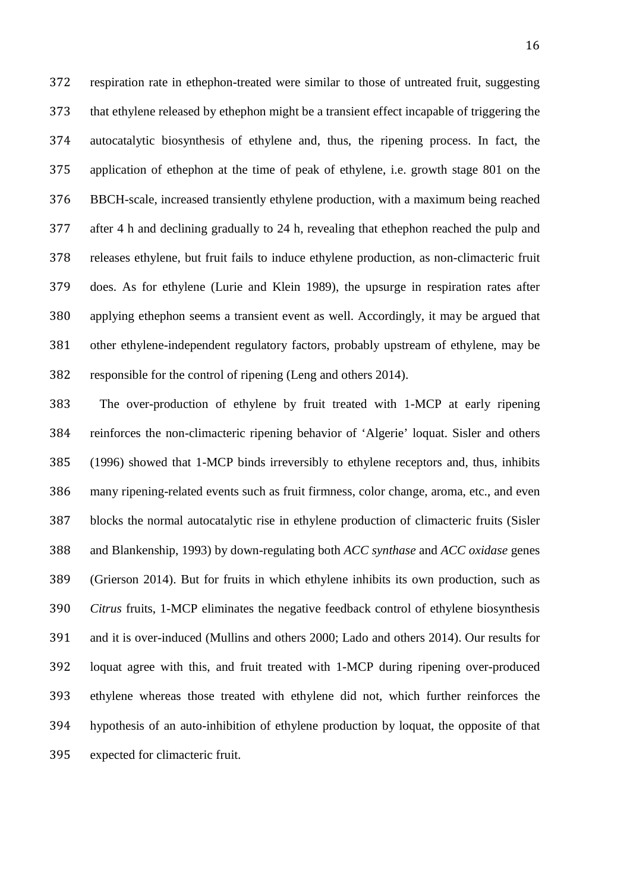respiration rate in ethephon-treated were similar to those of untreated fruit, suggesting that ethylene released by ethephon might be a transient effect incapable of triggering the autocatalytic biosynthesis of ethylene and, thus, the ripening process. In fact, the application of ethephon at the time of peak of ethylene, i.e. growth stage 801 on the BBCH-scale, increased transiently ethylene production, with a maximum being reached after 4 h and declining gradually to 24 h, revealing that ethephon reached the pulp and releases ethylene, but fruit fails to induce ethylene production, as non-climacteric fruit does. As for ethylene (Lurie and Klein 1989), the upsurge in respiration rates after applying ethephon seems a transient event as well. Accordingly, it may be argued that other ethylene-independent regulatory factors, probably upstream of ethylene, may be responsible for the control of ripening (Leng and others 2014).

The over-production of ethylene by fruit treated with 1-MCP at early ripening reinforces the non-climacteric ripening behavior of 'Algerie' loquat. Sisler and others (1996) showed that 1-MCP binds irreversibly to ethylene receptors and, thus, inhibits many ripening-related events such as fruit firmness, color change, aroma, etc., and even blocks the normal autocatalytic rise in ethylene production of climacteric fruits (Sisler and Blankenship, 1993) by down-regulating both *ACC synthase* and *ACC oxidase* genes (Grierson 2014). But for fruits in which ethylene inhibits its own production, such as *Citrus* fruits, 1-MCP eliminates the negative feedback control of ethylene biosynthesis and it is over-induced (Mullins and others 2000; Lado and others 2014). Our results for loquat agree with this, and fruit treated with 1-MCP during ripening over-produced ethylene whereas those treated with ethylene did not, which further reinforces the hypothesis of an auto-inhibition of ethylene production by loquat, the opposite of that expected for climacteric fruit.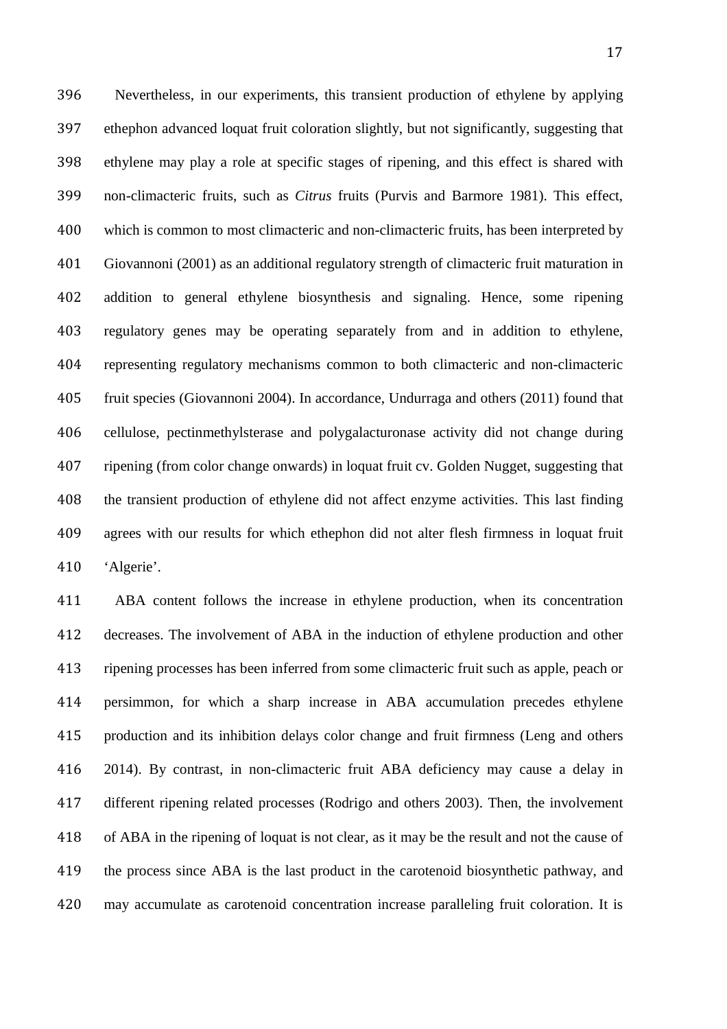Nevertheless, in our experiments, this transient production of ethylene by applying ethephon advanced loquat fruit coloration slightly, but not significantly, suggesting that ethylene may play a role at specific stages of ripening, and this effect is shared with non-climacteric fruits, such as *Citrus* fruits (Purvis and Barmore 1981). This effect, which is common to most climacteric and non-climacteric fruits, has been interpreted by Giovannoni (2001) as an additional regulatory strength of climacteric fruit maturation in addition to general ethylene biosynthesis and signaling. Hence, some ripening regulatory genes may be operating separately from and in addition to ethylene, representing regulatory mechanisms common to both climacteric and non-climacteric fruit species (Giovannoni 2004). In accordance, Undurraga and others (2011) found that cellulose, pectinmethylsterase and polygalacturonase activity did not change during ripening (from color change onwards) in loquat fruit cv. Golden Nugget, suggesting that the transient production of ethylene did not affect enzyme activities. This last finding agrees with our results for which ethephon did not alter flesh firmness in loquat fruit 'Algerie'.

ABA content follows the increase in ethylene production, when its concentration decreases. The involvement of ABA in the induction of ethylene production and other ripening processes has been inferred from some climacteric fruit such as apple, peach or persimmon, for which a sharp increase in ABA accumulation precedes ethylene production and its inhibition delays color change and fruit firmness (Leng and others 2014). By contrast, in non-climacteric fruit ABA deficiency may cause a delay in different ripening related processes (Rodrigo and others 2003). Then, the involvement of ABA in the ripening of loquat is not clear, as it may be the result and not the cause of the process since ABA is the last product in the carotenoid biosynthetic pathway, and may accumulate as carotenoid concentration increase paralleling fruit coloration. It is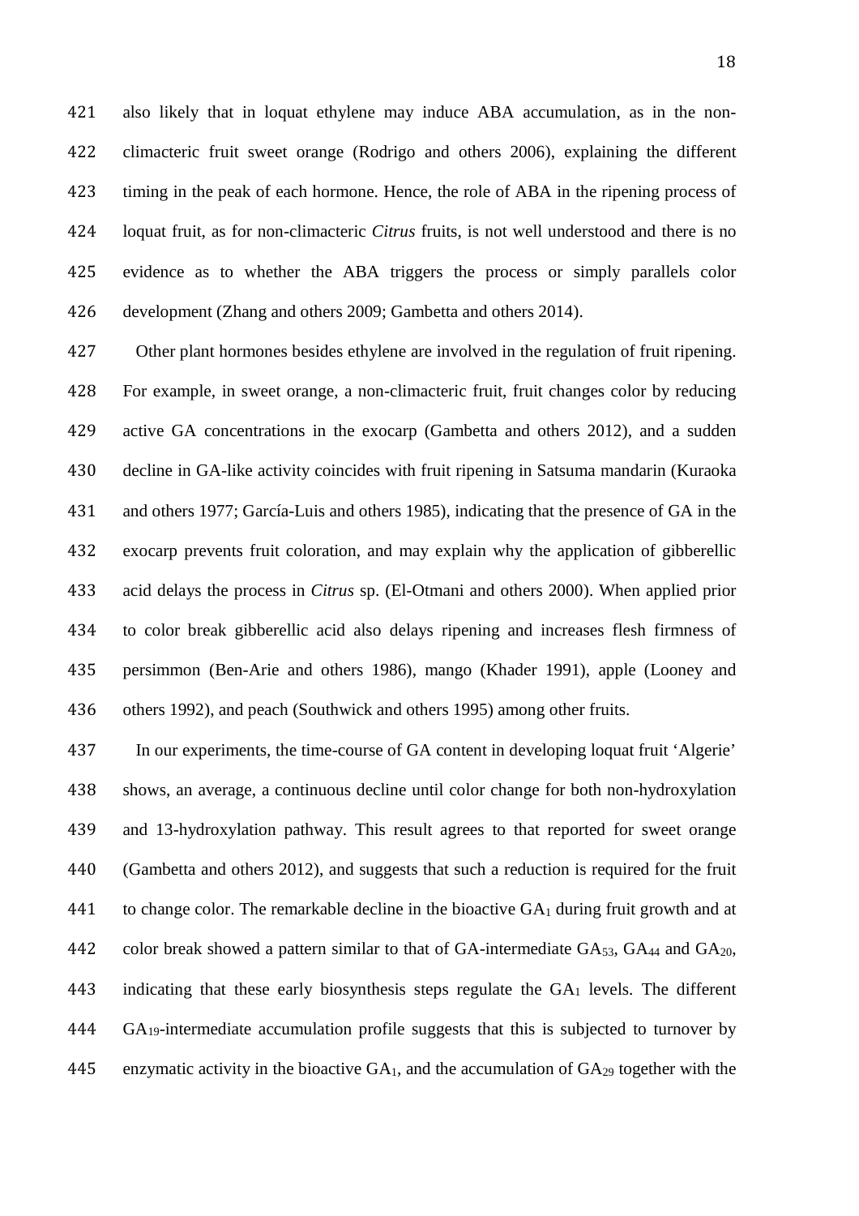also likely that in loquat ethylene may induce ABA accumulation, as in the non-climacteric fruit sweet orange (Rodrigo and others 2006), explaining the different timing in the peak of each hormone. Hence, the role of ABA in the ripening process of loquat fruit, as for non-climacteric *Citrus* fruits, is not well understood and there is no evidence as to whether the ABA triggers the process or simply parallels color development (Zhang and others 2009; Gambetta and others 2014).

Other plant hormones besides ethylene are involved in the regulation of fruit ripening. For example, in sweet orange, a non-climacteric fruit, fruit changes color by reducing active GA concentrations in the exocarp (Gambetta and others 2012), and a sudden decline in GA-like activity coincides with fruit ripening in Satsuma mandarin (Kuraoka and others 1977; García-Luis and others 1985), indicating that the presence of GA in the exocarp prevents fruit coloration, and may explain why the application of gibberellic acid delays the process in *Citrus* sp. (El-Otmani and others 2000). When applied prior to color break gibberellic acid also delays ripening and increases flesh firmness of persimmon (Ben-Arie and others 1986), mango (Khader 1991), apple (Looney and others 1992), and peach (Southwick and others 1995) among other fruits.

In our experiments, the time-course of GA content in developing loquat fruit 'Algerie' shows, an average, a continuous decline until color change for both non-hydroxylation and 13-hydroxylation pathway. This result agrees to that reported for sweet orange (Gambetta and others 2012), and suggests that such a reduction is required for the fruit to change color. The remarkable decline in the bioactive $GA_1$ during fruit growth and at color break showed a pattern similar to that of GA-intermediate $GA_{53}$, $GA_{44}$ and $GA_{20}$, indicating that these early biosynthesis steps regulate the $GA_1$ levels. The different $GA_{19}$-intermediate accumulation profile suggests that this is subjected to turnover by enzymatic activity in the bioactive $GA_1$, and the accumulation of $GA_{29}$ together with the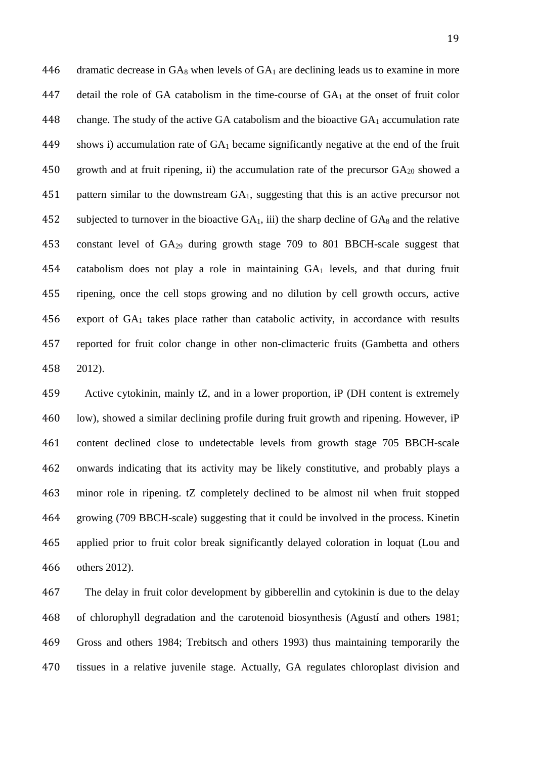dramatic decrease in $GA_8$ when levels of $GA_1$ are declining leads us to examine in more detail the role of GA catabolism in the time-course of $GA_1$ at the onset of fruit color change. The study of the active GA catabolism and the bioactive $GA_1$ accumulation rate shows i) accumulation rate of $GA_1$ became significantly negative at the end of the fruit growth and at fruit ripening, ii) the accumulation rate of the precursor $GA_{20}$ showed a pattern similar to the downstream $GA_1$, suggesting that this is an active precursor not subjected to turnover in the bioactive $GA_1$, iii) the sharp decline of $GA_8$ and the relative constant level of $GA_{29}$ during growth stage 709 to 801 BBCH-scale suggest that catabolism does not play a role in maintaining $GA_1$ levels, and that during fruit ripening, once the cell stops growing and no dilution by cell growth occurs, active export of $GA_1$ takes place rather than catabolic activity, in accordance with results reported for fruit color change in other non-climacteric fruits (Gambetta and others 2012).

Active cytokinin, mainly tZ, and in a lower proportion, iP (DH content is extremely low), showed a similar declining profile during fruit growth and ripening. However, iP content declined close to undetectable levels from growth stage 705 BBCH-scale onwards indicating that its activity may be likely constitutive, and probably plays a minor role in ripening. tZ completely declined to be almost nil when fruit stopped growing (709 BBCH-scale) suggesting that it could be involved in the process. Kinetin applied prior to fruit color break significantly delayed coloration in loquat (Lou and others 2012).

The delay in fruit color development by gibberellin and cytokinin is due to the delay of chlorophyll degradation and the carotenoid biosynthesis (Agustí and others 1981; Gross and others 1984; Trebitsch and others 1993) thus maintaining temporarily the tissues in a relative juvenile stage. Actually, GA regulates chloroplast division and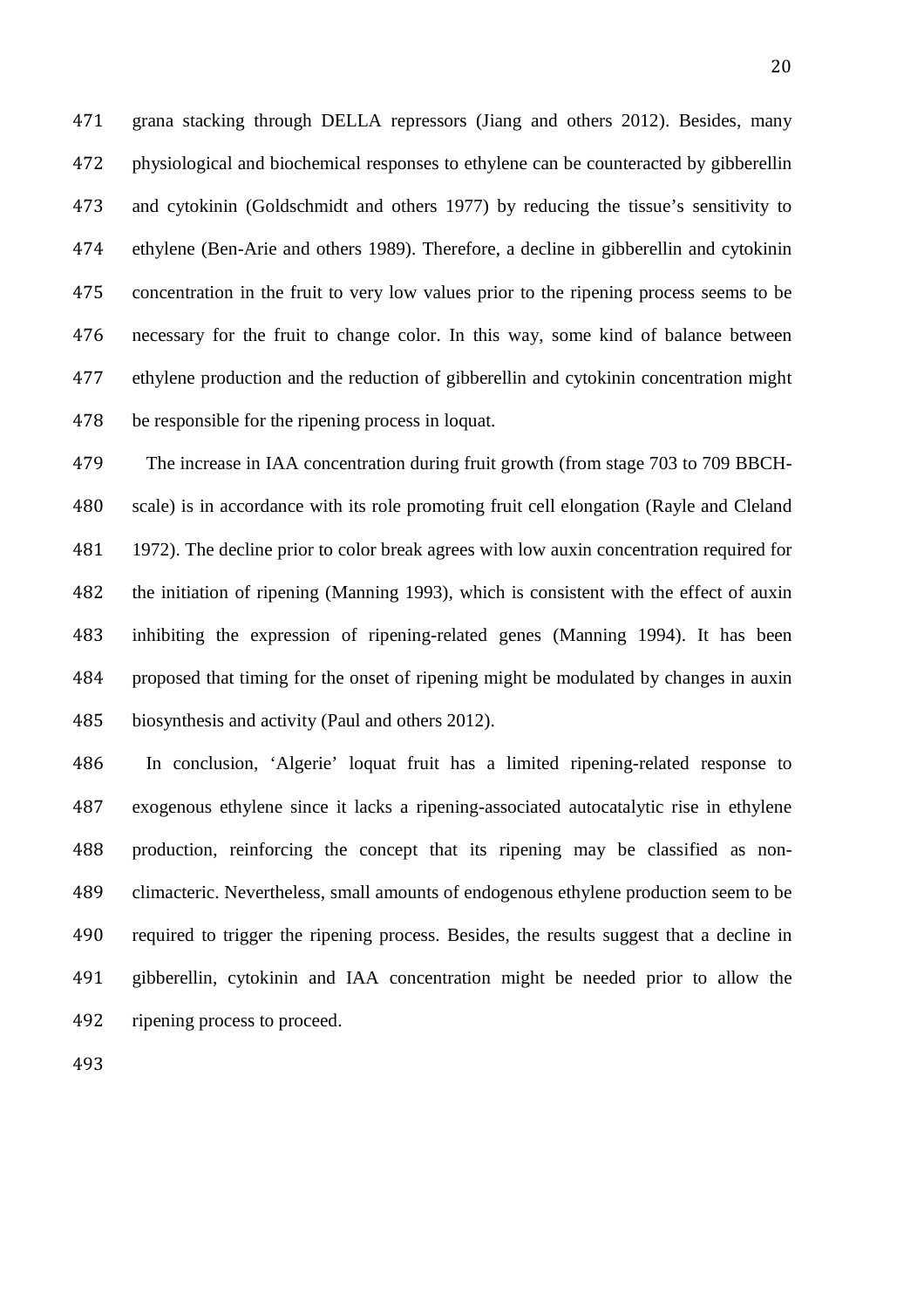grana stacking through DELLA repressors (Jiang and others 2012). Besides, many physiological and biochemical responses to ethylene can be counteracted by gibberellin and cytokinin (Goldschmidt and others 1977) by reducing the tissue's sensitivity to ethylene (Ben-Arie and others 1989). Therefore, a decline in gibberellin and cytokinin concentration in the fruit to very low values prior to the ripening process seems to be necessary for the fruit to change color. In this way, some kind of balance between ethylene production and the reduction of gibberellin and cytokinin concentration might be responsible for the ripening process in loquat.

The increase in IAA concentration during fruit growth (from stage 703 to 709 BBCH-scale) is in accordance with its role promoting fruit cell elongation (Rayle and Cleland 1972). The decline prior to color break agrees with low auxin concentration required for the initiation of ripening (Manning 1993), which is consistent with the effect of auxin inhibiting the expression of ripening-related genes (Manning 1994). It has been proposed that timing for the onset of ripening might be modulated by changes in auxin biosynthesis and activity (Paul and others 2012).

In conclusion, 'Algerie' loquat fruit has a limited ripening-related response to exogenous ethylene since it lacks a ripening-associated autocatalytic rise in ethylene production, reinforcing the concept that its ripening may be classified as non-climacteric. Nevertheless, small amounts of endogenous ethylene production seem to be required to trigger the ripening process. Besides, the results suggest that a decline in gibberellin, cytokinin and IAA concentration might be needed prior to allow the ripening process to proceed.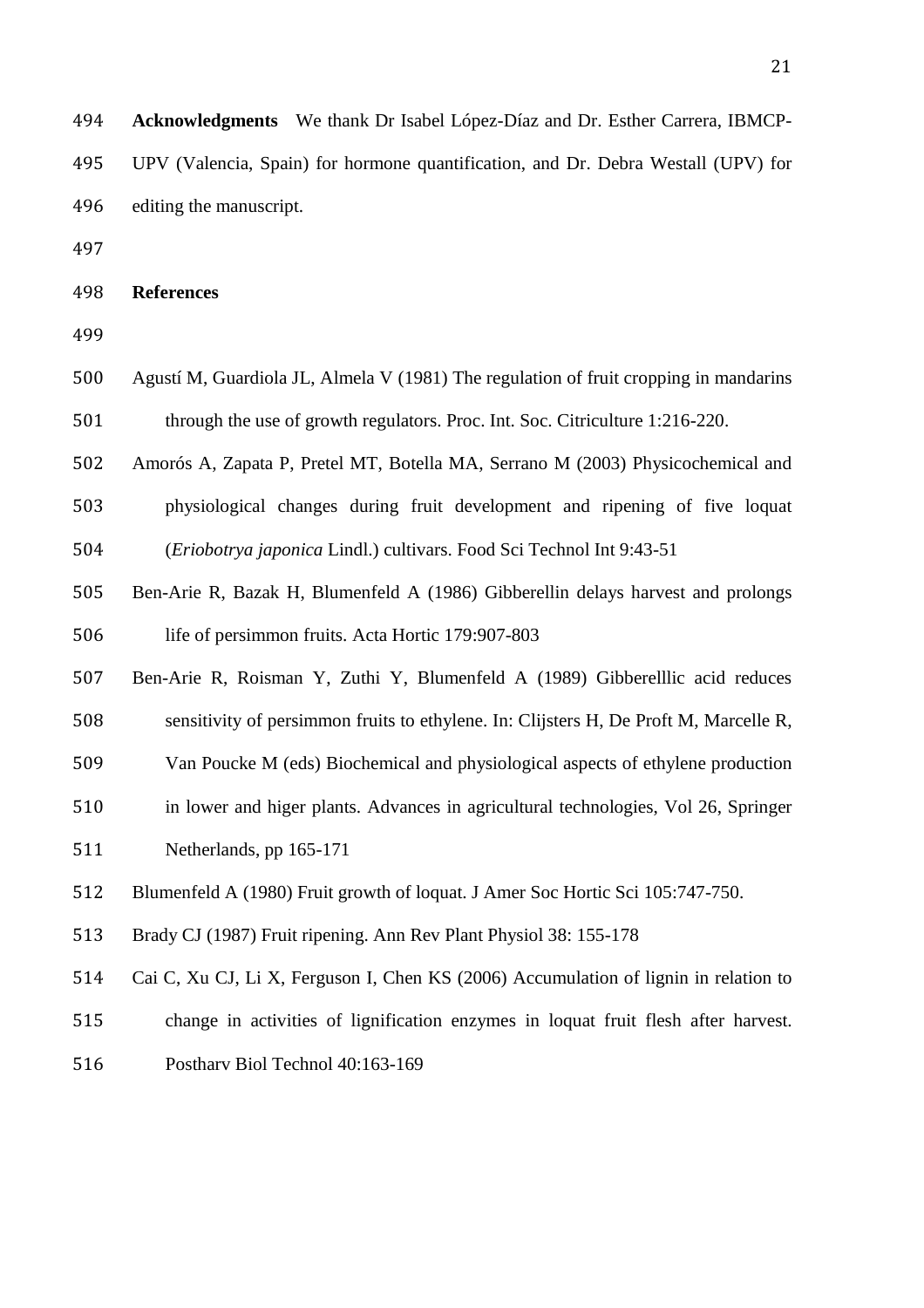**Acknowledgments** We thank Dr Isabel López-Díaz and Dr. Esther Carrera, IBMCP-UPV (Valencia, Spain) for hormone quantification, and Dr. Debra Westall (UPV) for editing the manuscript.

**References**

Agustí M, Guardiola JL, Almela V (1981) The regulation of fruit cropping in mandarins through the use of growth regulators. Proc. Int. Soc. Citriculture 1:216-220.

Amorós A, Zapata P, Pretel MT, Botella MA, Serrano M (2003) Physicochemical and physiological changes during fruit development and ripening of five loquat (*Eriobotrya japonica* Lindl.) cultivars. Food Sci Technol Int 9:43-51

Ben-Arie R, Bazak H, Blumenfeld A (1986) Gibberellin delays harvest and prolongs life of persimmon fruits. Acta Hortic 179:907-803

Ben-Arie R, Roisman Y, Zuthi Y, Blumenfeld A (1989) Gibberelllic acid reduces sensitivity of persimmon fruits to ethylene. In: Clijsters H, De Proft M, Marcelle R, Van Poucke M (eds) Biochemical and physiological aspects of ethylene production in lower and higer plants. Advances in agricultural technologies, Vol 26, Springer Netherlands, pp 165-171

Blumenfeld A (1980) Fruit growth of loquat. J Amer Soc Hortic Sci 105:747-750.

Brady CJ (1987) Fruit ripening. Ann Rev Plant Physiol 38: 155-178

Cai C, Xu CJ, Li X, Ferguson I, Chen KS (2006) Accumulation of lignin in relation to change in activities of lignification enzymes in loquat fruit flesh after harvest. Postharv Biol Technol 40:163-169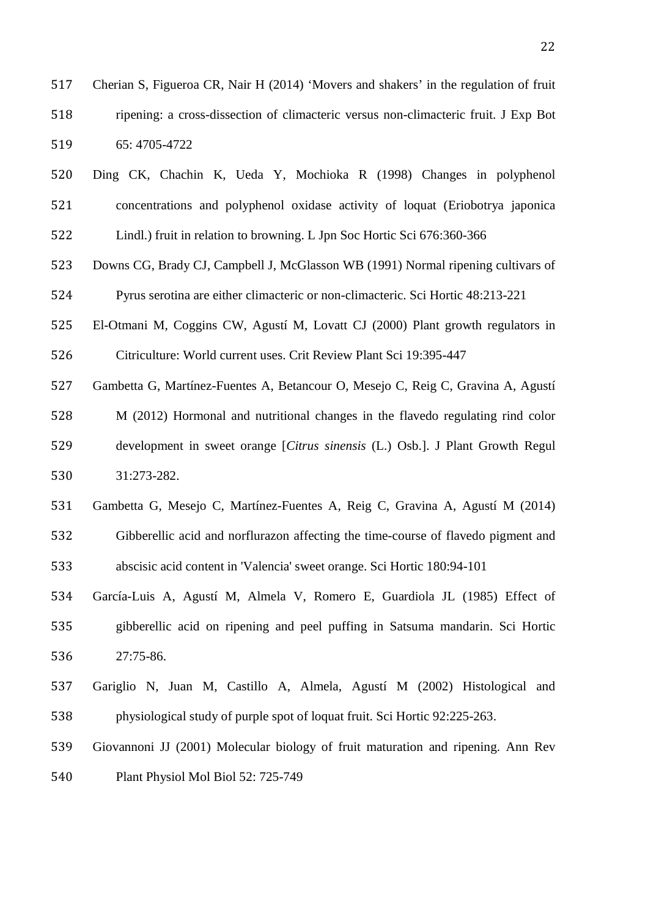Cherian S, Figueroa CR, Nair H (2014) 'Movers and shakers' in the regulation of fruit ripening: a cross-dissection of climacteric versus non-climacteric fruit. J Exp Bot 65: 4705-4722

Ding CK, Chachin K, Ueda Y, Mochioka R (1998) Changes in polyphenol concentrations and polyphenol oxidase activity of loquat (Eriobotrya japonica Lindl.) fruit in relation to browning. L Jpn Soc Hortic Sci 676:360-366

Downs CG, Brady CJ, Campbell J, McGlasson WB (1991) Normal ripening cultivars of Pyrus serotina are either climacteric or non-climacteric. Sci Hortic 48:213-221

El-Otmani M, Coggins CW, Agustí M, Lovatt CJ (2000) Plant growth regulators in Citriculture: World current uses. Crit Review Plant Sci 19:395-447

Gambetta G, Martínez-Fuentes A, Betancour O, Mesejo C, Reig C, Gravina A, Agustí M (2012) Hormonal and nutritional changes in the flavedo regulating rind color development in sweet orange [*Citrus sinensis* (L.) Osb.]. J Plant Growth Regul 31:273-282.

Gambetta G, Mesejo C, Martínez-Fuentes A, Reig C, Gravina A, Agustí M (2014) Gibberellic acid and norflurazon affecting the time-course of flavedo pigment and abscisic acid content in 'Valencia' sweet orange. Sci Hortic 180:94-101

García-Luis A, Agustí M, Almela V, Romero E, Guardiola JL (1985) Effect of gibberellic acid on ripening and peel puffing in Satsuma mandarin. Sci Hortic 27:75-86.

Gariglio N, Juan M, Castillo A, Almela, Agustí M (2002) Histological and physiological study of purple spot of loquat fruit. Sci Hortic 92:225-263.

Giovannoni JJ (2001) Molecular biology of fruit maturation and ripening. Ann Rev Plant Physiol Mol Biol 52: 725-749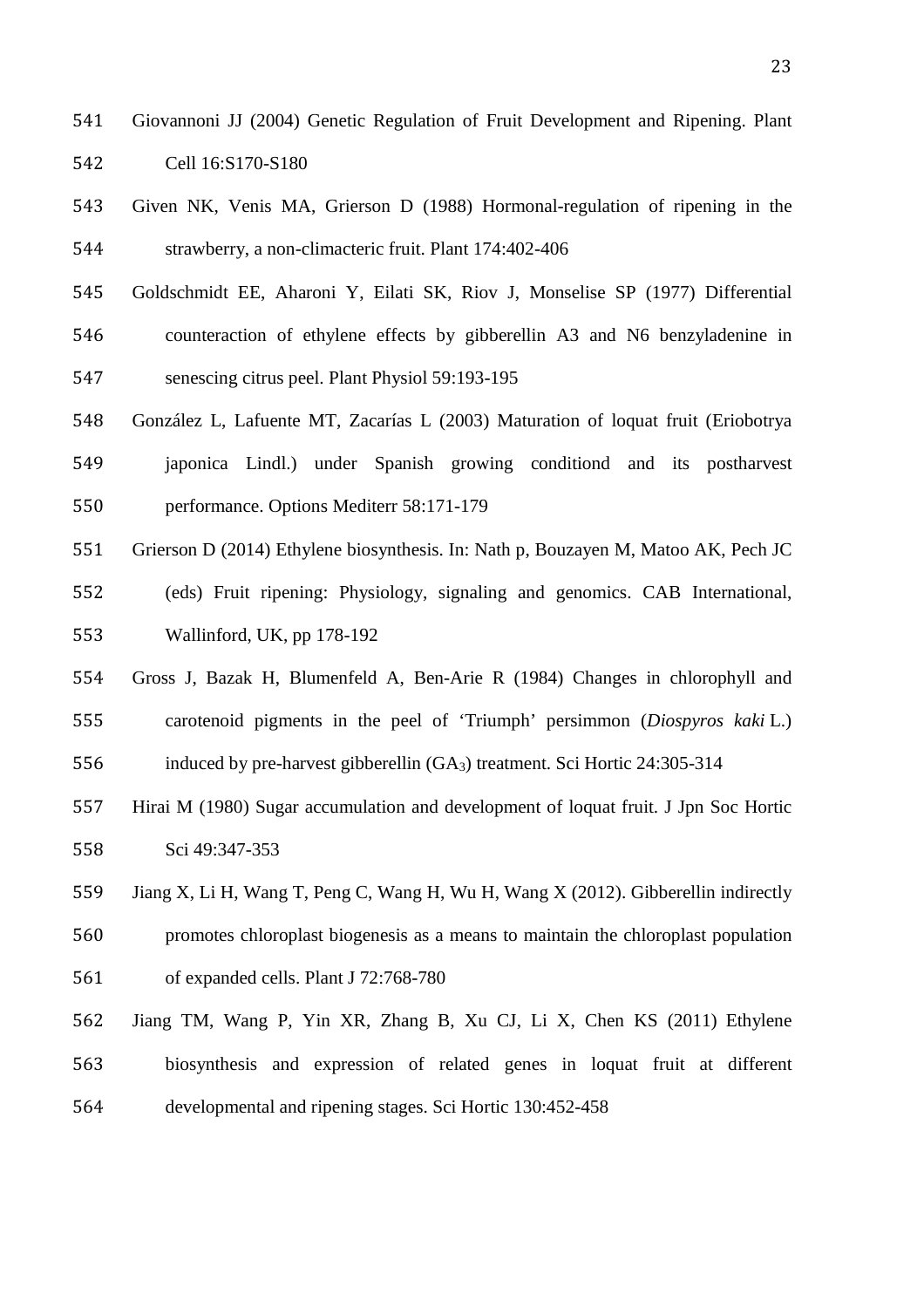Giovannoni JJ (2004) Genetic Regulation of Fruit Development and Ripening. Plant Cell 16:S170-S180

Given NK, Venis MA, Grierson D (1988) Hormonal-regulation of ripening in the strawberry, a non-climacteric fruit. Plant 174:402-406

Goldschmidt EE, Aharoni Y, Eilati SK, Riov J, Monselise SP (1977) Differential counteraction of ethylene effects by gibberellin A3 and N6 benzyladenine in senescing citrus peel. Plant Physiol 59:193-195

González L, Lafuente MT, Zacarías L (2003) Maturation of loquat fruit (Eriobotrya japonica Lindl.) under Spanish growing conditiond and its postharvest performance. Options Mediterr 58:171-179

Grierson D (2014) Ethylene biosynthesis. In: Nath p, Bouzayen M, Matoo AK, Pech JC (eds) Fruit ripening: Physiology, signaling and genomics. CAB International, Wallinford, UK, pp 178-192

Gross J, Bazak H, Blumenfeld A, Ben-Arie R (1984) Changes in chlorophyll and carotenoid pigments in the peel of 'Triumph' persimmon (*Diospyros kaki* L.) induced by pre-harvest gibberellin ($GA_3$) treatment. Sci Hortic 24:305-314

Hirai M (1980) Sugar accumulation and development of loquat fruit. J Jpn Soc Hortic Sci 49:347-353

Jiang X, Li H, Wang T, Peng C, Wang H, Wu H, Wang X (2012). Gibberellin indirectly promotes chloroplast biogenesis as a means to maintain the chloroplast population of expanded cells. Plant J 72:768-780

Jiang TM, Wang P, Yin XR, Zhang B, Xu CJ, Li X, Chen KS (2011) Ethylene biosynthesis and expression of related genes in loquat fruit at different developmental and ripening stages. Sci Hortic 130:452-458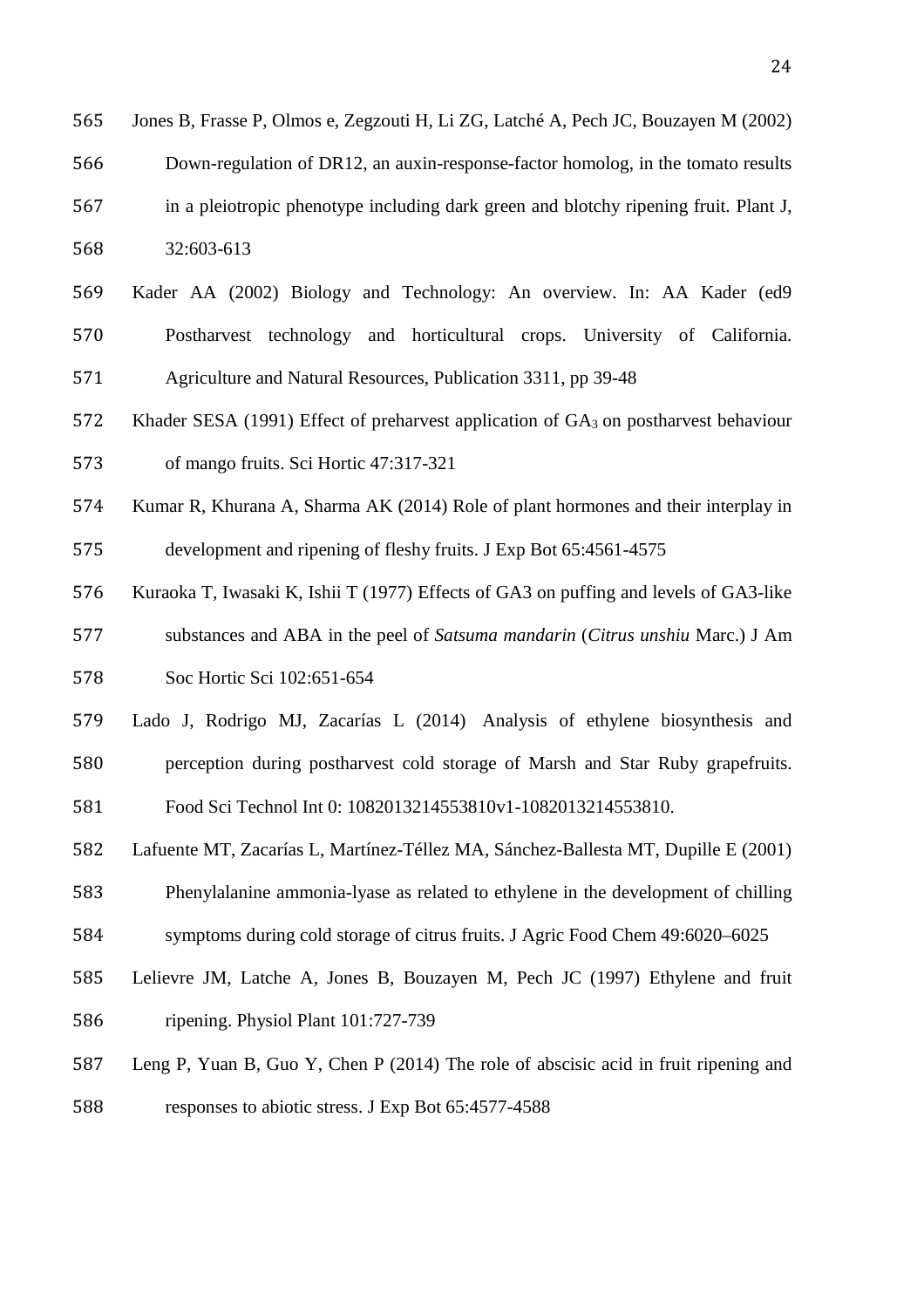Jones B, Frasse P, Olmos e, Zegzouti H, Li ZG, Latché A, Pech JC, Bouzayen M (2002) Down-regulation of DR12, an auxin-response-factor homolog, in the tomato results in a pleiotropic phenotype including dark green and blotchy ripening fruit. Plant J, 32:603-613

Kader AA (2002) Biology and Technology: An overview. In: AA Kader (ed9 Postharvest technology and horticultural crops. University of California. Agriculture and Natural Resources, Publication 3311, pp 39-48

Khader SESA (1991) Effect of preharvest application of $GA_3$ on postharvest behaviour of mango fruits. Sci Hortic 47:317-321

Kumar R, Khurana A, Sharma AK (2014) Role of plant hormones and their interplay in development and ripening of fleshy fruits. J Exp Bot 65:4561-4575

Kuraoka T, Iwasaki K, Ishii T (1977) Effects of GA3 on puffing and levels of GA3-like substances and ABA in the peel of *Satsuma mandarin* (*Citrus unshiu* Marc.) J Am Soc Hortic Sci 102:651-654

Lado J, Rodrigo MJ, Zacarías L (2014) Analysis of ethylene biosynthesis and perception during postharvest cold storage of Marsh and Star Ruby grapefruits. Food Sci Technol Int 0: 1082013214553810v1-1082013214553810.

Lafuente MT, Zacarías L, Martínez-Téllez MA, Sánchez-Ballesta MT, Dupille E (2001) Phenylalanine ammonia-lyase as related to ethylene in the development of chilling symptoms during cold storage of citrus fruits. J Agric Food Chem 49:6020–6025

Lelievre JM, Latche A, Jones B, Bouzayen M, Pech JC (1997) Ethylene and fruit ripening. Physiol Plant 101:727-739

Leng P, Yuan B, Guo Y, Chen P (2014) The role of abscisic acid in fruit ripening and responses to abiotic stress. J Exp Bot 65:4577-4588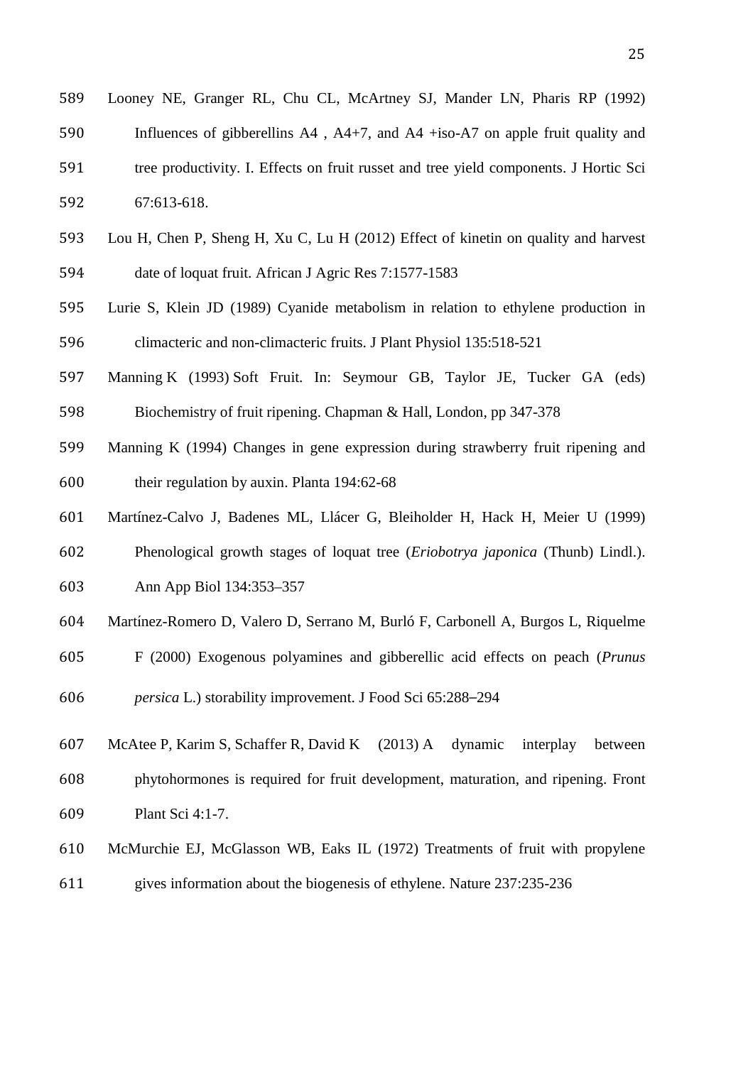Looney NE, Granger RL, Chu CL, McArtney SJ, Mander LN, Pharis RP (1992) Influences of gibberellins A4 , A4+7, and A4 +iso-A7 on apple fruit quality and tree productivity. I. Effects on fruit russet and tree yield components. J Hortic Sci 67:613-618.

Lou H, Chen P, Sheng H, Xu C, Lu H (2012) Effect of kinetin on quality and harvest date of loquat fruit. African J Agric Res 7:1577-1583

Lurie S, Klein JD (1989) Cyanide metabolism in relation to ethylene production in climacteric and non-climacteric fruits. J Plant Physiol 135:518-521

Manning K (1993) Soft Fruit. In: Seymour GB, Taylor JE, Tucker GA (eds) Biochemistry of fruit ripening. Chapman & Hall, London, pp 347-378

Manning K (1994) Changes in gene expression during strawberry fruit ripening and their regulation by auxin. Planta 194:62-68

Martínez-Calvo J, Badenes ML, Llácer G, Bleiholder H, Hack H, Meier U (1999) Phenological growth stages of loquat tree (*Eriobotrya japonica* (Thunb) Lindl.). Ann App Biol 134:353–357

Martínez-Romero D, Valero D, Serrano M, Burló F, Carbonell A, Burgos L, Riquelme F (2000) Exogenous polyamines and gibberellic acid effects on peach (*Prunus persica* L.) storability improvement. J Food Sci 65:288–294

McAtee P, Karim S, Schaffer R, David K (2013) A dynamic interplay between phytohormones is required for fruit development, maturation, and ripening. Front Plant Sci 4:1-7.

McMurchie EJ, McGlasson WB, Eaks IL (1972) Treatments of fruit with propylene gives information about the biogenesis of ethylene. Nature 237:235-236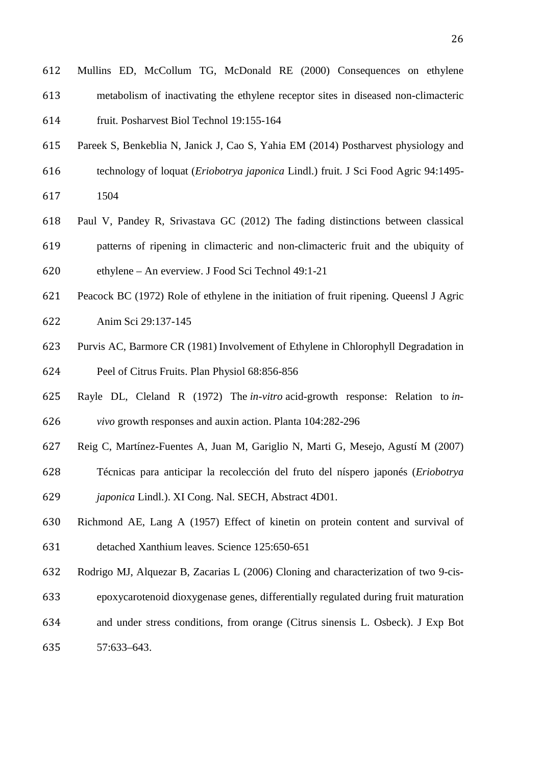Mullins ED, McCollum TG, McDonald RE (2000) Consequences on ethylene metabolism of inactivating the ethylene receptor sites in diseased non-climacteric fruit. Posharvest Biol Technol 19:155-164

Pareek S, Benkeblia N, Janick J, Cao S, Yahia EM (2014) Postharvest physiology and technology of loquat (*Eriobotrya japonica* Lindl.) fruit. J Sci Food Agric 94:1495-1504

Paul V, Pandey R, Srivastava GC (2012) The fading distinctions between classical patterns of ripening in climacteric and non-climacteric fruit and the ubiquity of ethylene – An everview. J Food Sci Technol 49:1-21

Peacock BC (1972) Role of ethylene in the initiation of fruit ripening. Queensl J Agric Anim Sci 29:137-145

Purvis AC, Barmore CR (1981) Involvement of Ethylene in Chlorophyll Degradation in Peel of Citrus Fruits. Plan Physiol 68:856-856

Rayle DL, Cleland R (1972) The *in-vitro* acid-growth response: Relation to *in-vivo* growth responses and auxin action. Planta 104:282-296

Reig C, Martínez-Fuentes A, Juan M, Gariglio N, Marti G, Mesejo, Agustí M (2007) Técnicas para anticipar la recolección del fruto del níspero japonés (*Eriobotrya japonica* Lindl.). XI Cong. Nal. SECH, Abstract 4D01.

Richmond AE, Lang A (1957) Effect of kinetin on protein content and survival of detached Xanthium leaves. Science 125:650-651

Rodrigo MJ, Alquezar B, Zacarias L (2006) Cloning and characterization of two 9-cis-epoxycarotenoid dioxygenase genes, differentially regulated during fruit maturation and under stress conditions, from orange (Citrus sinensis L. Osbeck). J Exp Bot 57:633–643.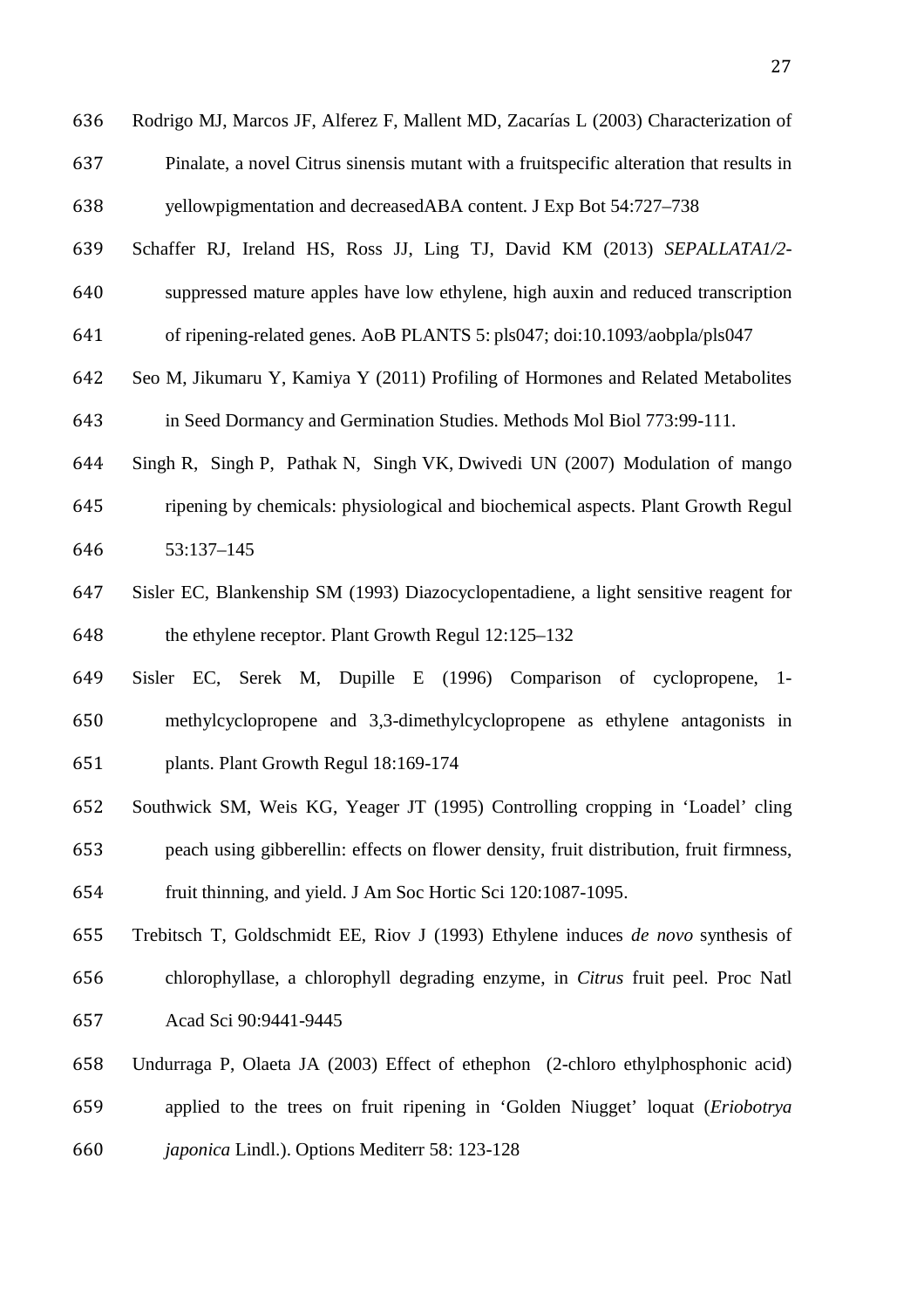Rodrigo MJ, Marcos JF, Alferez F, Mallent MD, Zacarías L (2003) Characterization of Pinalate, a novel Citrus sinensis mutant with a fruitspecific alteration that results in yellowpigmentation and decreasedABA content. J Exp Bot 54:727–738

Schaffer RJ, Ireland HS, Ross JJ, Ling TJ, David KM (2013) *SEPALLATA1/2*-suppressed mature apples have low ethylene, high auxin and reduced transcription of ripening-related genes. AoB PLANTS 5: pls047; doi:10.1093/aobpla/pls047

Seo M, Jikumaru Y, Kamiya Y (2011) Profiling of Hormones and Related Metabolites in Seed Dormancy and Germination Studies. Methods Mol Biol 773:99-111.

Singh R, Singh P, Pathak N, Singh VK, Dwivedi UN (2007) Modulation of mango ripening by chemicals: physiological and biochemical aspects. Plant Growth Regul 53:137–145

Sisler EC, Blankenship SM (1993) Diazocyclopentadiene, a light sensitive reagent for the ethylene receptor. Plant Growth Regul 12:125–132

Sisler EC, Serek M, Dupille E (1996) Comparison of cyclopropene, 1-methylcyclopropene and 3,3-dimethylcyclopropene as ethylene antagonists in plants. Plant Growth Regul 18:169-174

Southwick SM, Weis KG, Yeager JT (1995) Controlling cropping in 'Loadel' cling peach using gibberellin: effects on flower density, fruit distribution, fruit firmness, fruit thinning, and yield. J Am Soc Hortic Sci 120:1087-1095.

Trebitsch T, Goldschmidt EE, Riov J (1993) Ethylene induces *de novo* synthesis of chlorophyllase, a chlorophyll degrading enzyme, in *Citrus* fruit peel. Proc Natl Acad Sci 90:9441-9445

Undurraga P, Olaeta JA (2003) Effect of ethephon (2-chloro ethylphosphonic acid) applied to the trees on fruit ripening in 'Golden Niugget' loquat (*Eriobotrya japonica* Lindl.). Options Mediterr 58: 123-128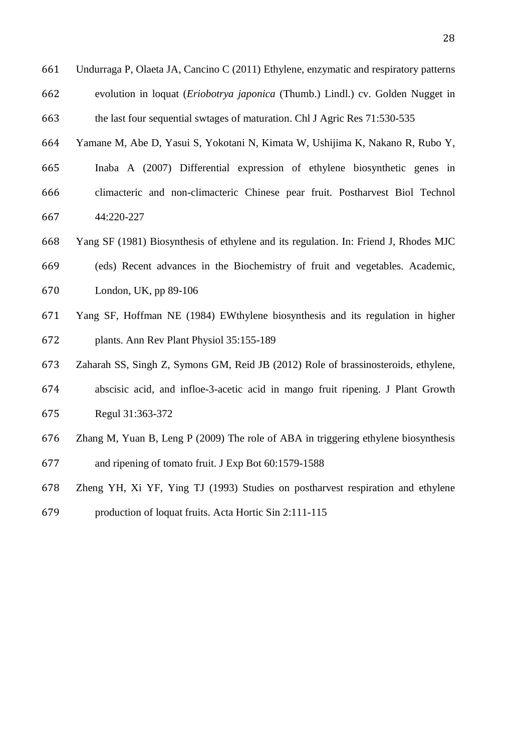661 Undurraga P, Olaeta JA, Cancino C (2011) Ethylene, enzymatic and respiratory patterns
662 evolution in loquat (*Eriobotrya japonica* (Thumb.) Lindl.) cv. Golden Nugget in
663 the last four sequential swtages of maturation. Chl J Agric Res 71:530-535

664 Yamane M, Abe D, Yasui S, Yokotani N, Kimata W, Ushijima K, Nakano R, Rubo Y,
665 Inaba A (2007) Differential expression of ethylene biosynthetic genes in
666 climacteric and non-climacteric Chinese pear fruit. Postharvest Biol Technol
667 44:220-227

668 Yang SF (1981) Biosynthesis of ethylene and its regulation. In: Friend J, Rhodes MJC
669 (eds) Recent advances in the Biochemistry of fruit and vegetables. Academic,
670 London, UK, pp 89-106

671 Yang SF, Hoffman NE (1984) EWthylene biosynthesis and its regulation in higher
672 plants. Ann Rev Plant Physiol 35:155-189

673 Zaharah SS, Singh Z, Symons GM, Reid JB (2012) Role of brassinosteroids, ethylene,
674 abscisic acid, and infloe-3-acetic acid in mango fruit ripening. J Plant Growth
675 Regul 31:363-372

676 Zhang M, Yuan B, Leng P (2009) The role of ABA in triggering ethylene biosynthesis
677 and ripening of tomato fruit. J Exp Bot 60:1579-1588

678 Zheng YH, Xi YF, Ying TJ (1993) Studies on postharvest respiration and ethylene
679 production of loquat fruits. Acta Hortic Sin 2:111-115